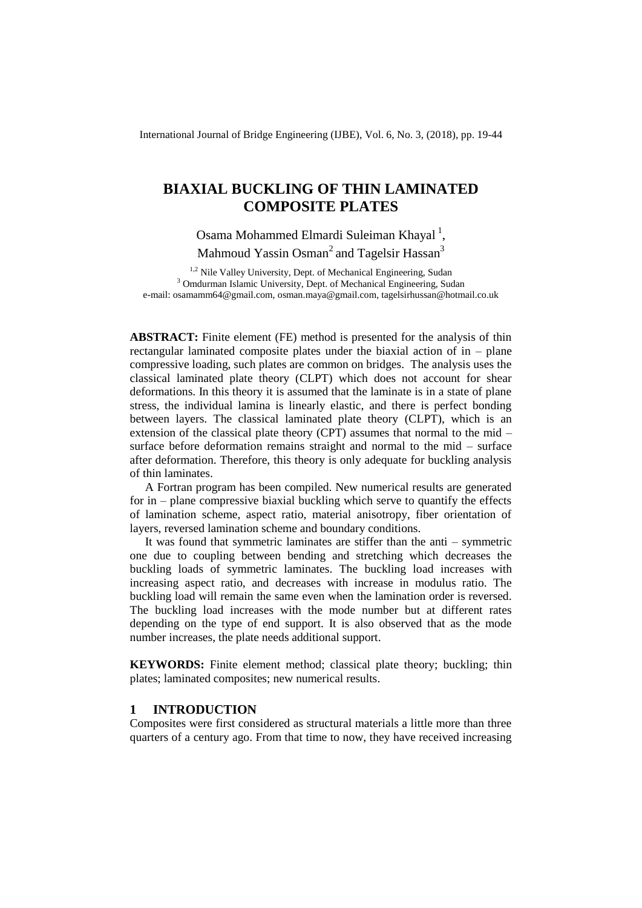# BIAXIAL BUCKLING OF THIN LAMINATED COMPOSITE PLATES

Osama Mohammed Elmardi Suleiman Khayal [1], Mahmoud Yassin Osman[2] and Tagelsir Hassan[3]

[1,2] Nile Valley University, Dept. of Mechanical Engineering, Sudan
[3] Omdurman Islamic University, Dept. of Mechanical Engineering, Sudan
e-mail: osamamm64@gmail.com, osman.maya@gmail.com, tagelsirhussan@hotmail.co.uk

**ABSTRACT:** Finite element (FE) method is presented for the analysis of thin rectangular laminated composite plates under the biaxial action of in – plane compressive loading, such plates are common on bridges. The analysis uses the classical laminated plate theory (CLPT) which does not account for shear deformations. In this theory it is assumed that the laminate is in a state of plane stress, the individual lamina is linearly elastic, and there is perfect bonding between layers. The classical laminated plate theory (CLPT), which is an extension of the classical plate theory (CPT) assumes that normal to the mid – surface before deformation remains straight and normal to the mid – surface after deformation. Therefore, this theory is only adequate for buckling analysis of thin laminates.

A Fortran program has been compiled. New numerical results are generated for in – plane compressive biaxial buckling which serve to quantify the effects of lamination scheme, aspect ratio, material anisotropy, fiber orientation of layers, reversed lamination scheme and boundary conditions.

It was found that symmetric laminates are stiffer than the anti – symmetric one due to coupling between bending and stretching which decreases the buckling loads of symmetric laminates. The buckling load increases with increasing aspect ratio, and decreases with increase in modulus ratio. The buckling load will remain the same even when the lamination order is reversed. The buckling load increases with the mode number but at different rates depending on the type of end support. It is also observed that as the mode number increases, the plate needs additional support.

**KEYWORDS:** Finite element method; classical plate theory; buckling; thin plates; laminated composites; new numerical results.

## 1 INTRODUCTION

Composites were first considered as structural materials a little more than three quarters of a century ago. From that time to now, they have received increasing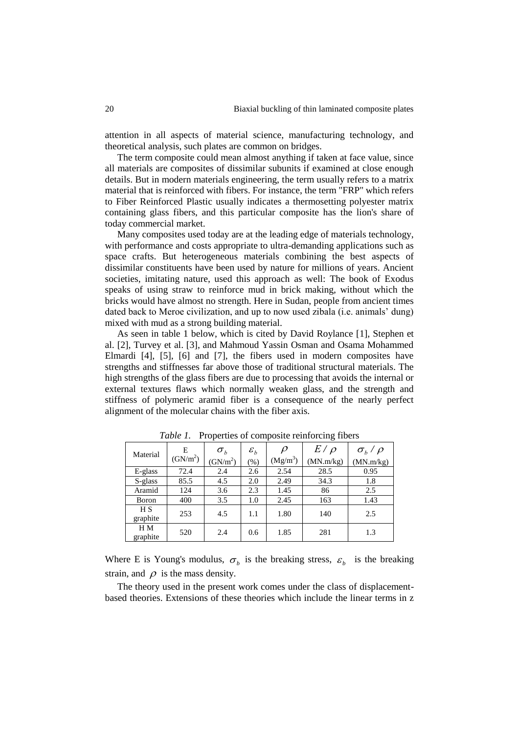attention in all aspects of material science, manufacturing technology, and theoretical analysis, such plates are common on bridges.

The term composite could mean almost anything if taken at face value, since all materials are composites of dissimilar subunits if examined at close enough details. But in modern materials engineering, the term usually refers to a matrix material that is reinforced with fibers. For instance, the term "FRP" which refers to Fiber Reinforced Plastic usually indicates a thermosetting polyester matrix containing glass fibers, and this particular composite has the lion's share of today commercial market.

Many composites used today are at the leading edge of materials technology, with performance and costs appropriate to ultra-demanding applications such as space crafts. But heterogeneous materials combining the best aspects of dissimilar constituents have been used by nature for millions of years. Ancient societies, imitating nature, used this approach as well: The book of Exodus speaks of using straw to reinforce mud in brick making, without which the bricks would have almost no strength. Here in Sudan, people from ancient times dated back to Meroe civilization, and up to now used zibala (i.e. animals' dung) mixed with mud as a strong building material.

As seen in table 1 below, which is cited by David Roylance [1], Stephen et al. [2], Turvey et al. [3], and Mahmoud Yassin Osman and Osama Mohammed Elmardi [4], [5], [6] and [7], the fibers used in modern composites have strengths and stiffnesses far above those of traditional structural materials. The high strengths of the glass fibers are due to processing that avoids the internal or external textures flaws which normally weaken glass, and the strength and stiffness of polymeric aramid fiber is a consequence of the nearly perfect alignment of the molecular chains with the fiber axis.

*Table 1.* Properties of composite reinforcing fibers

| Material | E ($GN/m^2$) | $\sigma_b$ ($GN/m^2$) | $\varepsilon_b$ (%) | $\rho$ ($Mg/m^3$) | $E/\rho$ (MN.m/kg) | $\sigma_b/\rho$ (MN.m/kg) |
|---|---|---|---|---|---|---|
| E-glass | 72.4 | 2.4 | 2.6 | 2.54 | 28.5 | 0.95 |
| S-glass | 85.5 | 4.5 | 2.0 | 2.49 | 34.3 | 1.8 |
| Aramid | 124 | 3.6 | 2.3 | 1.45 | 86 | 2.5 |
| Boron | 400 | 3.5 | 1.0 | 2.45 | 163 | 1.43 |
| H S graphite | 253 | 4.5 | 1.1 | 1.80 | 140 | 2.5 |
| H M graphite | 520 | 2.4 | 0.6 | 1.85 | 281 | 1.3 |

Where E is Young's modulus, $\sigma_b$ is the breaking stress, $\varepsilon_b$ is the breaking strain, and $\rho$ is the mass density.

The theory used in the present work comes under the class of displacement-based theories. Extensions of these theories which include the linear terms in z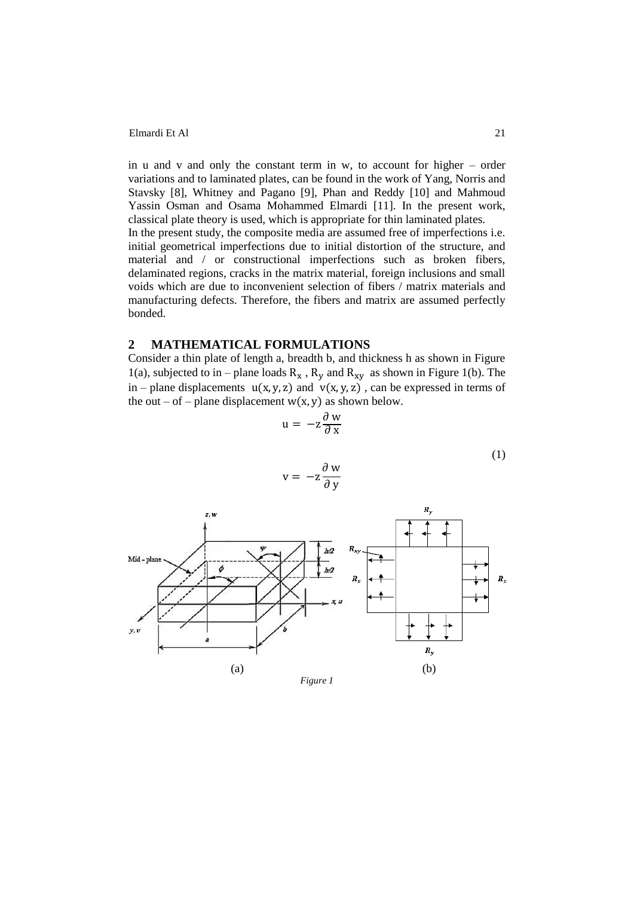in u and v and only the constant term in w, to account for higher – order variations and to laminated plates, can be found in the work of Yang, Norris and Stavsky [8], Whitney and Pagano [9], Phan and Reddy [10] and Mahmoud Yassin Osman and Osama Mohammed Elmardi [11]. In the present work, classical plate theory is used, which is appropriate for thin laminated plates.

In the present study, the composite media are assumed free of imperfections i.e. initial geometrical imperfections due to initial distortion of the structure, and material and / or constructional imperfections such as broken fibers, delaminated regions, cracks in the matrix material, foreign inclusions and small voids which are due to inconvenient selection of fibers / matrix materials and manufacturing defects. Therefore, the fibers and matrix are assumed perfectly bonded.

## 2 MATHEMATICAL FORMULATIONS

Consider a thin plate of length a, breadth b, and thickness h as shown in Figure 1(a), subjected to in – plane loads $R_x$, $R_y$ and $R_{xy}$ as shown in Figure 1(b). The in – plane displacements $u(x, y, z)$ and $v(x, y, z)$, can be expressed in terms of the out – of – plane displacement $w(x, y)$ as shown below.

$$u = -z\frac{\partial w}{\partial x}$$

$$v = -z\frac{\partial w}{\partial y} \tag{1}$$

(a) (b)

*Figure 1*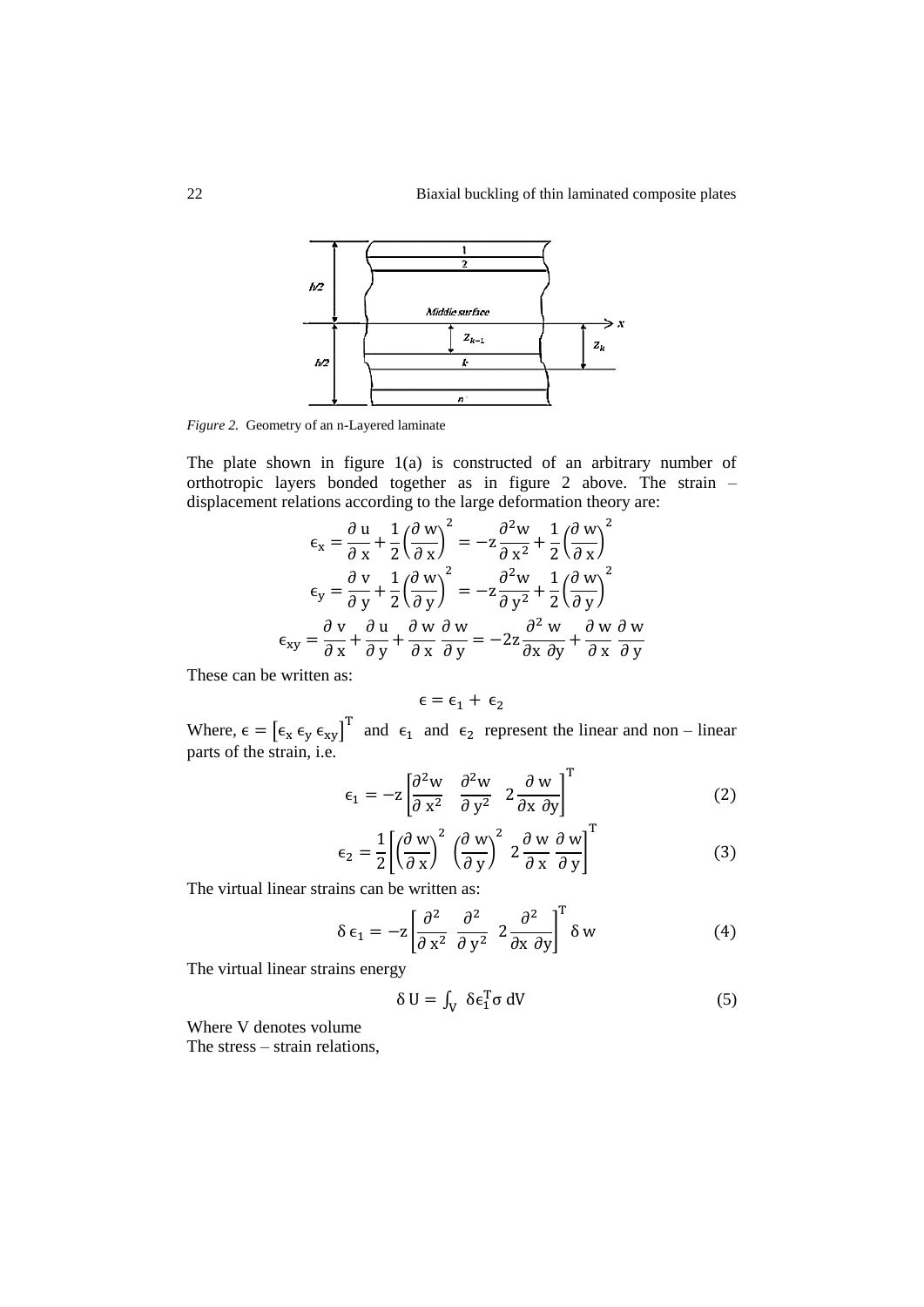*Figure 2.* Geometry of an n-Layered laminate

The plate shown in figure 1(a) is constructed of an arbitrary number of orthotropic layers bonded together as in figure 2 above. The strain – displacement relations according to the large deformation theory are:

$$\epsilon_x = \frac{\partial u}{\partial x} + \frac{1}{2}\left(\frac{\partial w}{\partial x}\right)^2 = -z\frac{\partial^2 w}{\partial x^2} + \frac{1}{2}\left(\frac{\partial w}{\partial x}\right)^2$$

$$\epsilon_y = \frac{\partial v}{\partial y} + \frac{1}{2}\left(\frac{\partial w}{\partial y}\right)^2 = -z\frac{\partial^2 w}{\partial y^2} + \frac{1}{2}\left(\frac{\partial w}{\partial y}\right)^2$$

$$\epsilon_{xy} = \frac{\partial v}{\partial x} + \frac{\partial u}{\partial y} + \frac{\partial w}{\partial x}\frac{\partial w}{\partial y} = -2z\frac{\partial^2 w}{\partial x\,\partial y} + \frac{\partial w}{\partial x}\frac{\partial w}{\partial y}$$

These can be written as:

$$\epsilon = \epsilon_1 + \epsilon_2$$

Where, $\epsilon = [\epsilon_x\ \epsilon_y\ \epsilon_{xy}]^T$ and $\epsilon_1$ and $\epsilon_2$ represent the linear and non – linear parts of the strain, i.e.

$$\epsilon_1 = -z\left[\frac{\partial^2 w}{\partial x^2} \quad \frac{\partial^2 w}{\partial y^2} \quad 2\frac{\partial w}{\partial x\,\partial y}\right]^T \tag{2}$$

$$\epsilon_2 = \frac{1}{2}\left[\left(\frac{\partial w}{\partial x}\right)^2 \quad \left(\frac{\partial w}{\partial y}\right)^2 \quad 2\frac{\partial w}{\partial x}\frac{\partial w}{\partial y}\right]^T \tag{3}$$

The virtual linear strains can be written as:

$$\delta\,\epsilon_1 = -z\left[\frac{\partial^2}{\partial x^2} \quad \frac{\partial^2}{\partial y^2} \quad 2\frac{\partial^2}{\partial x\,\partial y}\right]^T \delta\,w \tag{4}$$

The virtual linear strains energy

$$\delta\,U = \int_V \delta\epsilon_1^T \sigma\,dV \tag{5}$$

Where V denotes volume

The stress – strain relations,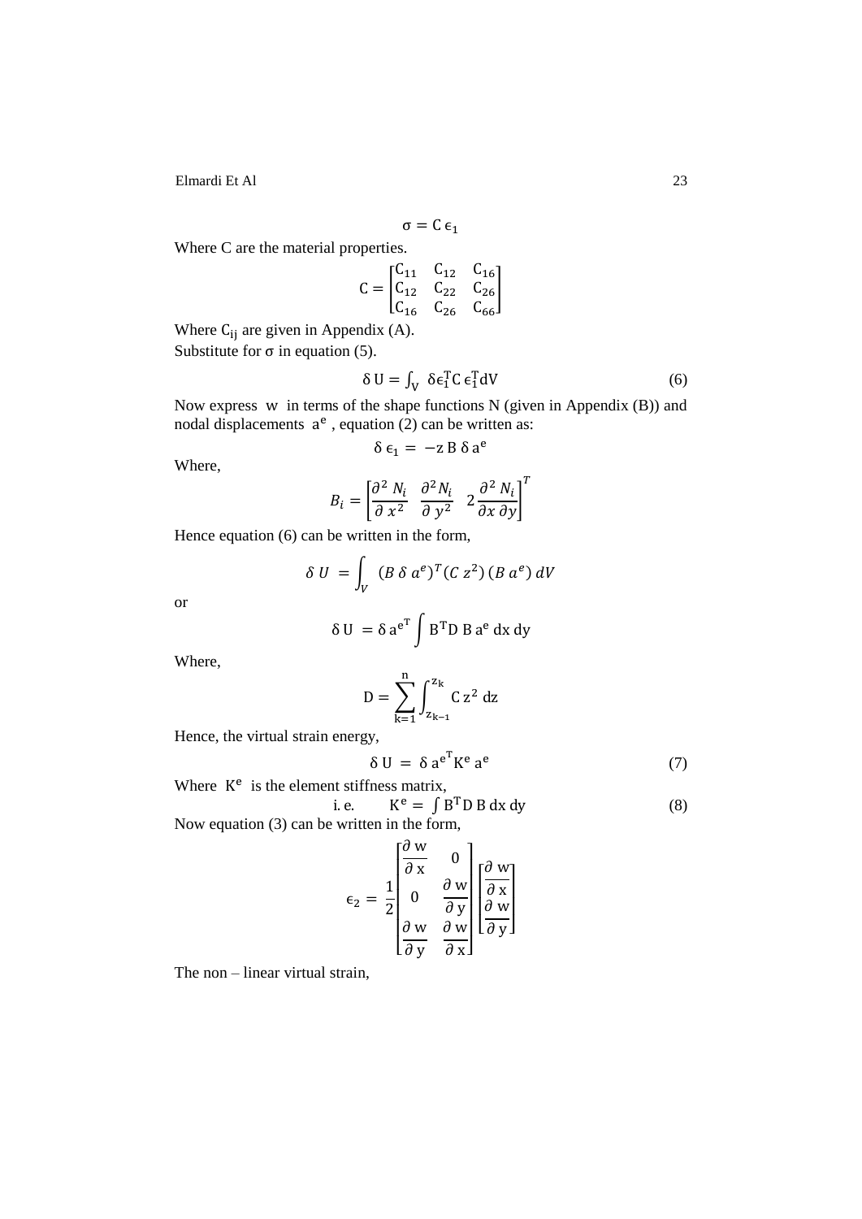$$\sigma = C\,\epsilon_1$$

Where C are the material properties.

$$C = \begin{bmatrix} C_{11} & C_{12} & C_{16} \\ C_{12} & C_{22} & C_{26} \\ C_{16} & C_{26} & C_{66} \end{bmatrix}$$

Where $C_{ij}$ are given in Appendix (A).

Substitute for $\sigma$ in equation (5).

$$\delta\, U = \int_V \delta\epsilon_1^T C\, \epsilon_1^T dV \tag{6}$$

Now express w in terms of the shape functions N (given in Appendix (B)) and nodal displacements $a^e$ , equation (2) can be written as:

$$\delta\, \epsilon_1 = -z\, B\, \delta\, a^e$$

Where,

$$B_i = \left[\frac{\partial^2 N_i}{\partial x^2} \quad \frac{\partial^2 N_i}{\partial y^2} \quad 2\frac{\partial^2 N_i}{\partial x\, \partial y}\right]^T$$

Hence equation (6) can be written in the form,

$$\delta\, U = \int_V (B\, \delta\, a^e)^T (C\, z^2)\, (B\, a^e)\, dV$$

or

$$\delta\, U = \delta\, a^{e^T} \int B^T D\, B\, a^e\, dx\, dy$$

Where,

$$D = \sum_{k=1}^{n} \int_{z_{k-1}}^{z_k} C\, z^2\, dz$$

Hence, the virtual strain energy,

$$\delta\, U = \delta\, a^{e^T} K^e\, a^e \tag{7}$$

Where $K^e$ is the element stiffness matrix,

$$\text{i. e.} \qquad K^e = \int B^T D\, B\, dx\, dy \tag{8}$$

Now equation (3) can be written in the form,

$$\epsilon_2 = \frac{1}{2} \begin{bmatrix} \dfrac{\partial\, w}{\partial\, x} & 0 \\ 0 & \dfrac{\partial\, w}{\partial\, y} \\ \dfrac{\partial\, w}{\partial\, y} & \dfrac{\partial\, w}{\partial\, x} \end{bmatrix} \begin{bmatrix} \dfrac{\partial\, w}{\partial\, x} \\ \dfrac{\partial\, w}{\partial\, y} \end{bmatrix}$$

The non – linear virtual strain,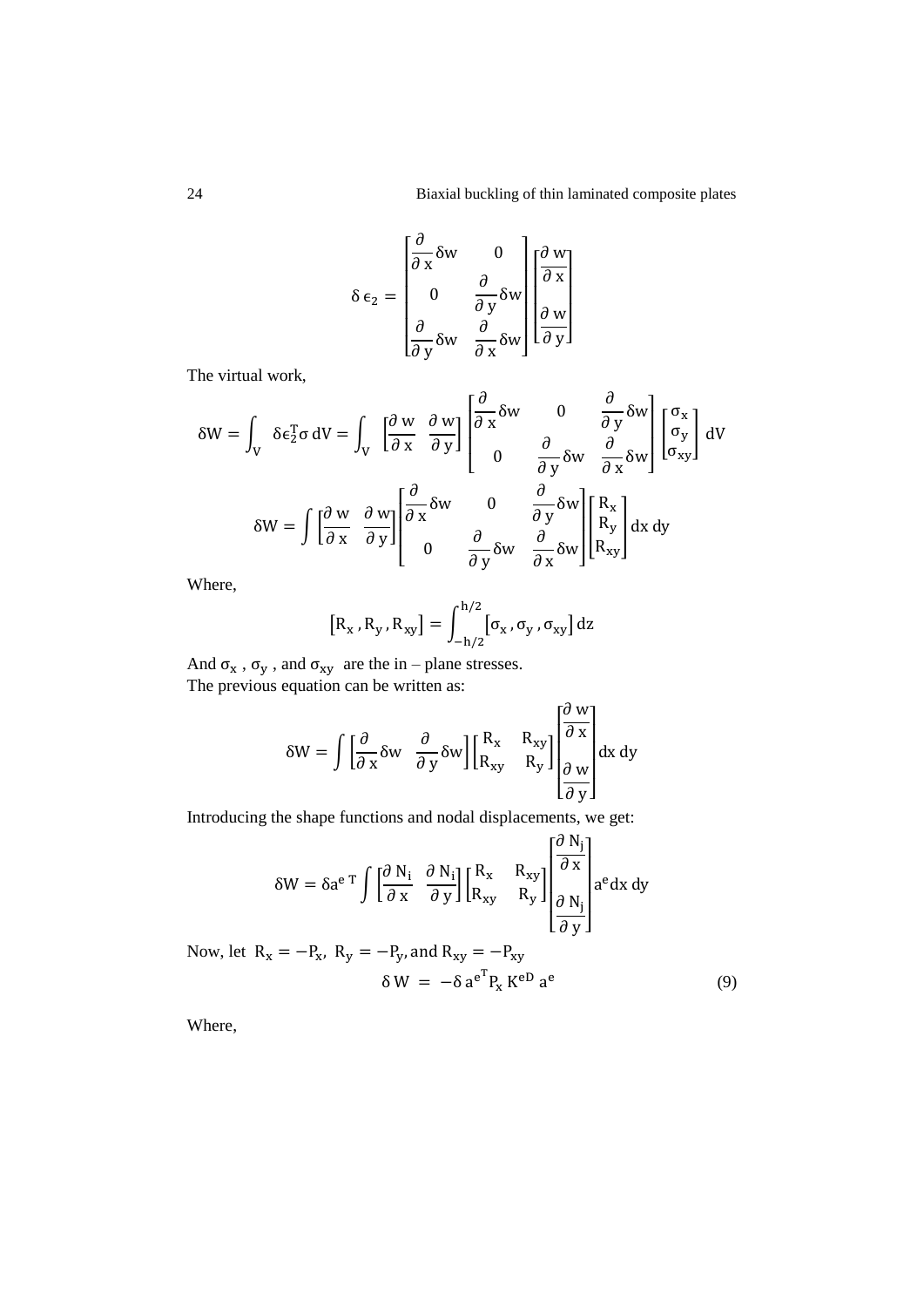$$\delta\,\epsilon_2 = \begin{bmatrix} \dfrac{\partial}{\partial\,x}\delta w & 0 \\ 0 & \dfrac{\partial}{\partial\,y}\delta w \\ \dfrac{\partial}{\partial\,y}\delta w & \dfrac{\partial}{\partial\,x}\delta w \end{bmatrix} \begin{bmatrix} \dfrac{\partial\,w}{\partial\,x} \\ \dfrac{\partial\,w}{\partial\,y} \end{bmatrix}$$

The virtual work,

$$\delta W = \int_V \delta\epsilon_2^T \sigma\, dV = \int_V \begin{bmatrix} \dfrac{\partial\,w}{\partial\,x} & \dfrac{\partial\,w}{\partial\,y} \end{bmatrix} \begin{bmatrix} \dfrac{\partial}{\partial\,x}\delta w & 0 & \dfrac{\partial}{\partial\,y}\delta w \\ 0 & \dfrac{\partial}{\partial\,y}\delta w & \dfrac{\partial}{\partial\,x}\delta w \end{bmatrix} \begin{bmatrix} \sigma_x \\ \sigma_y \\ \sigma_{xy} \end{bmatrix} dV$$

$$\delta W = \int \begin{bmatrix} \dfrac{\partial\,w}{\partial\,x} & \dfrac{\partial\,w}{\partial\,y} \end{bmatrix} \begin{bmatrix} \dfrac{\partial}{\partial\,x}\delta w & 0 & \dfrac{\partial}{\partial\,y}\delta w \\ 0 & \dfrac{\partial}{\partial\,y}\delta w & \dfrac{\partial}{\partial\,x}\delta w \end{bmatrix} \begin{bmatrix} R_x \\ R_y \\ R_{xy} \end{bmatrix} dx\, dy$$

Where,

$$\left[R_x\,, R_y\,, R_{xy}\right] = \int_{-h/2}^{h/2} \left[\sigma_x\,, \sigma_y\,, \sigma_{xy}\right] dz$$

And $\sigma_x$ , $\sigma_y$ , and $\sigma_{xy}$ are the in – plane stresses.
The previous equation can be written as:

$$\delta W = \int \begin{bmatrix} \dfrac{\partial}{\partial\,x}\delta w & \dfrac{\partial}{\partial\,y}\delta w \end{bmatrix} \begin{bmatrix} R_x & R_{xy} \\ R_{xy} & R_y \end{bmatrix} \begin{bmatrix} \dfrac{\partial\,w}{\partial\,x} \\ \dfrac{\partial\,w}{\partial\,y} \end{bmatrix} dx\, dy$$

Introducing the shape functions and nodal displacements, we get:

$$\delta W = \delta a^{e\,T} \int \begin{bmatrix} \dfrac{\partial\,N_i}{\partial\,x} & \dfrac{\partial\,N_i}{\partial\,y} \end{bmatrix} \begin{bmatrix} R_x & R_{xy} \\ R_{xy} & R_y \end{bmatrix} \begin{bmatrix} \dfrac{\partial\,N_j}{\partial\,x} \\ \dfrac{\partial\,N_j}{\partial\,y} \end{bmatrix} a^e dx\, dy$$

Now, let $R_x = -P_x$, $R_y = -P_y$, and $R_{xy} = -P_{xy}$

$$\delta\,W \;=\; -\delta\,{a^e}^T P_x\, K^{eD}\, a^e \tag{9}$$

Where,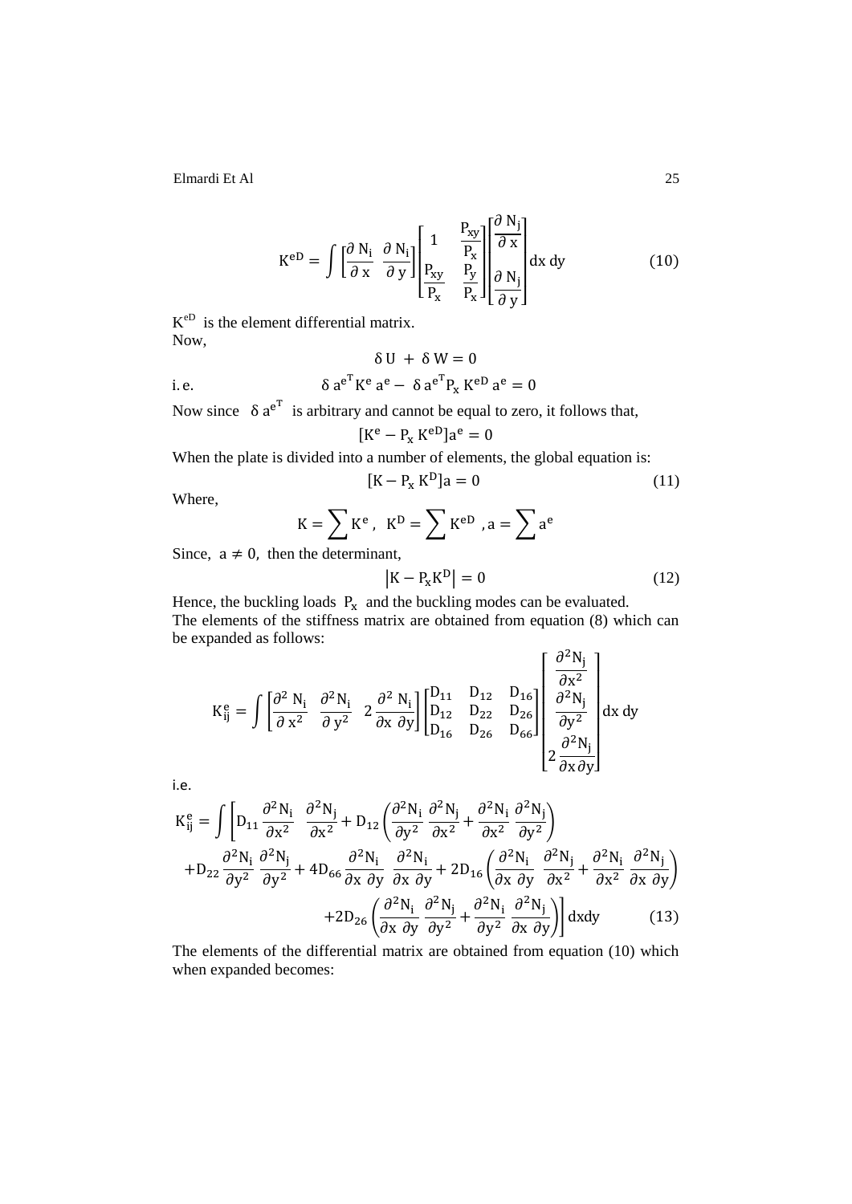$$K^{eD} = \int \left[\frac{\partial N_i}{\partial x} \;\; \frac{\partial N_i}{\partial y}\right] \begin{bmatrix} 1 & \frac{P_{xy}}{P_x} \\ \frac{P_{xy}}{P_x} & \frac{P_y}{P_x} \end{bmatrix} \begin{bmatrix} \frac{\partial N_j}{\partial x} \\ \frac{\partial N_j}{\partial y} \end{bmatrix} dx\,dy \qquad (10)$$

$K^{eD}$ is the element differential matrix.

Now,

$$\delta U + \delta W = 0$$

i.e.

$$\delta a^{e^T} K^e a^e - \delta a^{e^T} P_x K^{eD} a^e = 0$$

Now since $\delta a^{e^T}$ is arbitrary and cannot be equal to zero, it follows that,

$$[K^e - P_x K^{eD}]a^e = 0$$

When the plate is divided into a number of elements, the global equation is:

$$[K - P_x K^D]a = 0 \qquad (11)$$

Where,

$$K = \sum K^e, \;\; K^D = \sum K^{eD}, \; a = \sum a^e$$

Since, $a \neq 0$, then the determinant,

$$\left|K - P_x K^D\right| = 0 \qquad (12)$$

Hence, the buckling loads $P_x$ and the buckling modes can be evaluated.

The elements of the stiffness matrix are obtained from equation (8) which can be expanded as follows:

$$K_{ij}^e = \int \left[\frac{\partial^2 N_i}{\partial x^2} \;\; \frac{\partial^2 N_i}{\partial y^2} \;\; 2\frac{\partial^2 N_i}{\partial x\, \partial y}\right] \begin{bmatrix} D_{11} & D_{12} & D_{16} \\ D_{12} & D_{22} & D_{26} \\ D_{16} & D_{26} & D_{66} \end{bmatrix} \begin{bmatrix} \frac{\partial^2 N_j}{\partial x^2} \\ \frac{\partial^2 N_j}{\partial y^2} \\ 2\frac{\partial^2 N_j}{\partial x\, \partial y} \end{bmatrix} dx\,dy$$

i.e.

$$\begin{aligned} K_{ij}^e = \int \Bigg[ & D_{11} \frac{\partial^2 N_i}{\partial x^2} \frac{\partial^2 N_j}{\partial x^2} + D_{12}\left(\frac{\partial^2 N_i}{\partial y^2}\frac{\partial^2 N_j}{\partial x^2} + \frac{\partial^2 N_i}{\partial x^2}\frac{\partial^2 N_j}{\partial y^2}\right) \\ & + D_{22}\frac{\partial^2 N_i}{\partial y^2}\frac{\partial^2 N_j}{\partial y^2} + 4D_{66}\frac{\partial^2 N_i}{\partial x\, \partial y}\frac{\partial^2 N_i}{\partial x\, \partial y} + 2D_{16}\left(\frac{\partial^2 N_i}{\partial x\, \partial y}\frac{\partial^2 N_j}{\partial x^2} + \frac{\partial^2 N_i}{\partial x^2}\frac{\partial^2 N_j}{\partial x\, \partial y}\right) \\ & + 2D_{26}\left(\frac{\partial^2 N_i}{\partial x\, \partial y}\frac{\partial^2 N_j}{\partial y^2} + \frac{\partial^2 N_i}{\partial y^2}\frac{\partial^2 N_j}{\partial x\, \partial y}\right)\Bigg] dx dy \qquad (13) \end{aligned}$$

The elements of the differential matrix are obtained from equation (10) which when expanded becomes: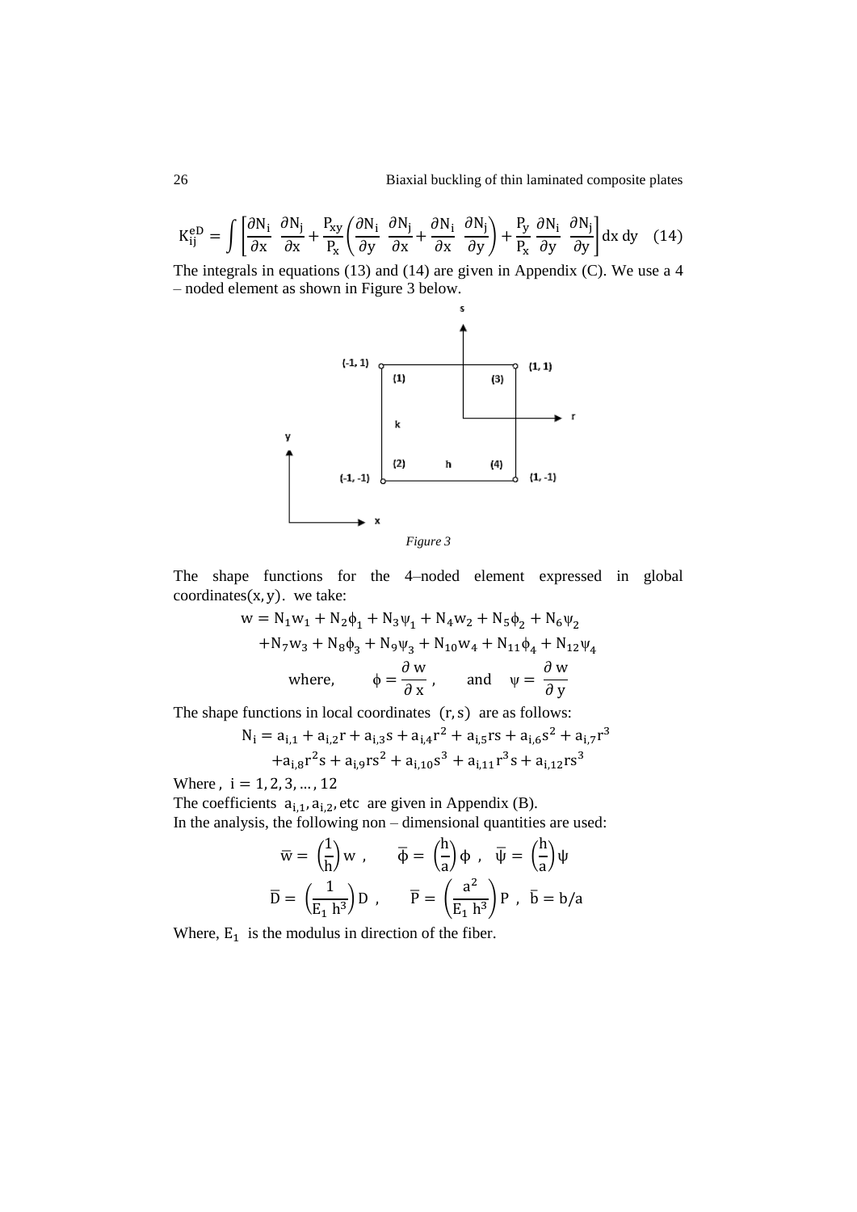$$K_{ij}^{eD} = \int \left[ \frac{\partial N_i}{\partial x} \frac{\partial N_j}{\partial x} + \frac{P_{xy}}{P_x} \left( \frac{\partial N_i}{\partial y} \frac{\partial N_j}{\partial x} + \frac{\partial N_i}{\partial x} \frac{\partial N_j}{\partial y} \right) + \frac{P_y}{P_x} \frac{\partial N_i}{\partial y} \frac{\partial N_j}{\partial y} \right] dx\, dy \quad (14)$$

The integrals in equations (13) and (14) are given in Appendix (C). We use a 4 – noded element as shown in Figure 3 below.

*Figure 3*

The shape functions for the 4–noded element expressed in global coordinates$(x, y)$. we take:

$$w = N_1 w_1 + N_2 \phi_1 + N_3 \psi_1 + N_4 w_2 + N_5 \phi_2 + N_6 \psi_2$$
$$+ N_7 w_3 + N_8 \phi_3 + N_9 \psi_3 + N_{10} w_4 + N_{11} \phi_4 + N_{12} \psi_4$$
$$\text{where,} \qquad \phi = \frac{\partial w}{\partial x}, \qquad \text{and} \quad \psi = \frac{\partial w}{\partial y}$$

The shape functions in local coordinates $(r, s)$ are as follows:

$$N_i = a_{i,1} + a_{i,2} r + a_{i,3} s + a_{i,4} r^2 + a_{i,5} rs + a_{i,6} s^2 + a_{i,7} r^3$$
$$+ a_{i,8} r^2 s + a_{i,9} rs^2 + a_{i,10} s^3 + a_{i,11} r^3 s + a_{i,12} rs^3$$

Where , $i = 1, 2, 3, \dots, 12$

The coefficients $a_{i,1}, a_{i,2}$, etc are given in Appendix (B).

In the analysis, the following non – dimensional quantities are used:

$$\bar{w} = \left(\frac{1}{h}\right) w , \qquad \bar{\phi} = \left(\frac{h}{a}\right) \phi , \quad \bar{\psi} = \left(\frac{h}{a}\right) \psi$$

$$\bar{D} = \left(\frac{1}{E_1\, h^3}\right) D , \qquad \bar{P} = \left(\frac{a^2}{E_1\, h^3}\right) P , \quad \bar{b} = b/a$$

Where, $E_1$ is the modulus in direction of the fiber.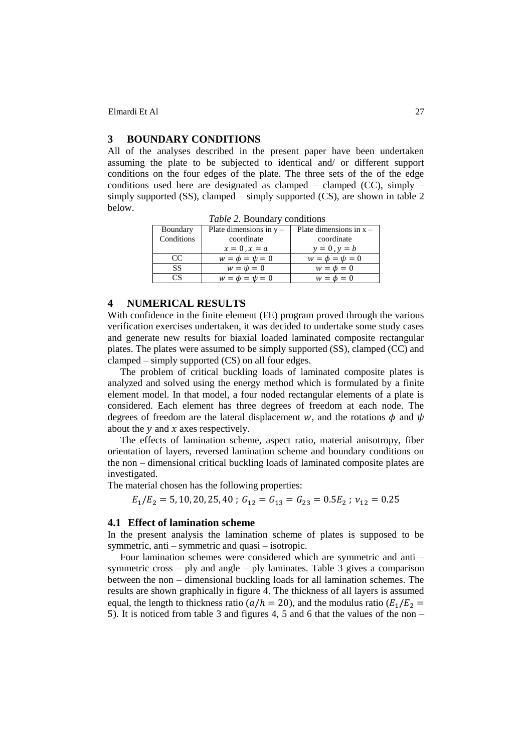## 3 BOUNDARY CONDITIONS

All of the analyses described in the present paper have been undertaken assuming the plate to be subjected to identical and/ or different support conditions on the four edges of the plate. The three sets of the of the edge conditions used here are designated as clamped – clamped (CC), simply – simply supported (SS), clamped – simply supported (CS), are shown in table 2 below.

*Table 2.* Boundary conditions

| Boundary Conditions | Plate dimensions in y – coordinate $x = 0 , x = a$ | Plate dimensions in x – coordinate $y = 0 , y = b$ |
|---|---|---|
| CC | $w = \phi = \psi = 0$ | $w = \phi = \psi = 0$ |
| SS | $w = \psi = 0$ | $w = \phi = 0$ |
| CS | $w = \phi = \psi = 0$ | $w = \phi = 0$ |

## 4 NUMERICAL RESULTS

With confidence in the finite element (FE) program proved through the various verification exercises undertaken, it was decided to undertake some study cases and generate new results for biaxial loaded laminated composite rectangular plates. The plates were assumed to be simply supported (SS), clamped (CC) and clamped – simply supported (CS) on all four edges.

The problem of critical buckling loads of laminated composite plates is analyzed and solved using the energy method which is formulated by a finite element model. In that model, a four noded rectangular elements of a plate is considered. Each element has three degrees of freedom at each node. The degrees of freedom are the lateral displacement $w$, and the rotations $\phi$ and $\psi$ about the $y$ and $x$ axes respectively.

The effects of lamination scheme, aspect ratio, material anisotropy, fiber orientation of layers, reversed lamination scheme and boundary conditions on the non – dimensional critical buckling loads of laminated composite plates are investigated.

The material chosen has the following properties:

$$E_1/E_2 = 5, 10, 20, 25, 40 \; ; \; G_{12} = G_{13} = G_{23} = 0.5E_2 \; ; \; \nu_{12} = 0.25$$

### 4.1 Effect of lamination scheme

In the present analysis the lamination scheme of plates is supposed to be symmetric, anti – symmetric and quasi – isotropic.

Four lamination schemes were considered which are symmetric and anti – symmetric cross – ply and angle – ply laminates. Table 3 gives a comparison between the non – dimensional buckling loads for all lamination schemes. The results are shown graphically in figure 4. The thickness of all layers is assumed equal, the length to thickness ratio ($a/h = 20$), and the modulus ratio ($E_1/E_2 = 5$). It is noticed from table 3 and figures 4, 5 and 6 that the values of the non –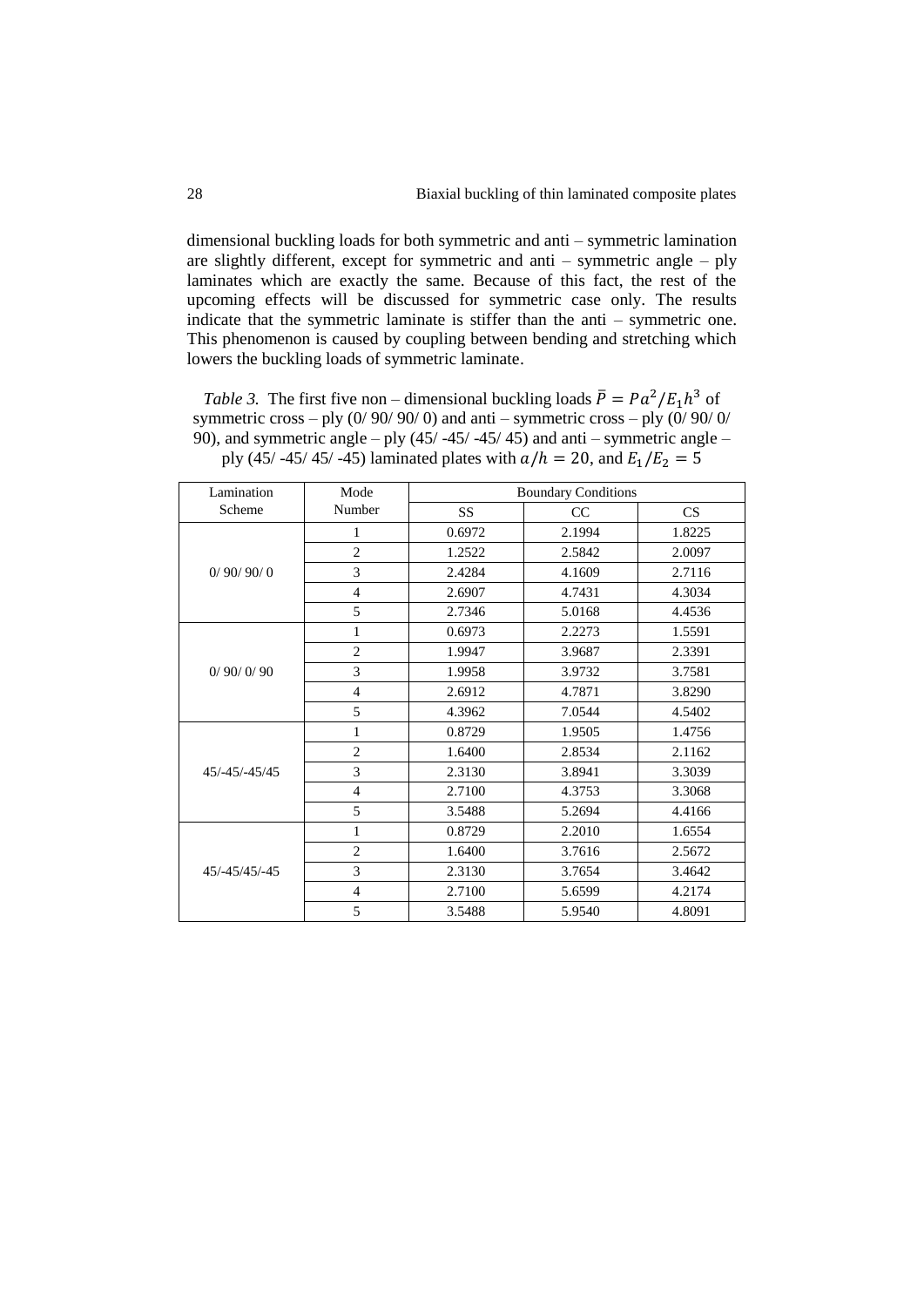dimensional buckling loads for both symmetric and anti – symmetric lamination are slightly different, except for symmetric and anti – symmetric angle – ply laminates which are exactly the same. Because of this fact, the rest of the upcoming effects will be discussed for symmetric case only. The results indicate that the symmetric laminate is stiffer than the anti – symmetric one. This phenomenon is caused by coupling between bending and stretching which lowers the buckling loads of symmetric laminate.

*Table 3.* The first five non – dimensional buckling loads $\bar{P} = Pa^2/E_1h^3$ of symmetric cross – ply (0/ 90/ 90/ 0) and anti – symmetric cross – ply (0/ 90/ 0/ 90), and symmetric angle – ply (45/ -45/ -45/ 45) and anti – symmetric angle – ply (45/ -45/ 45/ -45) laminated plates with $a/h = 20$, and $E_1/E_2 = 5$

| Lamination Scheme | Mode Number | Boundary Conditions | | |
|---|---|---|---|---|
| | | SS | CC | CS |
| 0/ 90/ 90/ 0 | 1 | 0.6972 | 2.1994 | 1.8225 |
| | 2 | 1.2522 | 2.5842 | 2.0097 |
| | 3 | 2.4284 | 4.1609 | 2.7116 |
| | 4 | 2.6907 | 4.7431 | 4.3034 |
| | 5 | 2.7346 | 5.0168 | 4.4536 |
| 0/ 90/ 0/ 90 | 1 | 0.6973 | 2.2273 | 1.5591 |
| | 2 | 1.9947 | 3.9687 | 2.3391 |
| | 3 | 1.9958 | 3.9732 | 3.7581 |
| | 4 | 2.6912 | 4.7871 | 3.8290 |
| | 5 | 4.3962 | 7.0544 | 4.5402 |
| 45/-45/-45/45 | 1 | 0.8729 | 1.9505 | 1.4756 |
| | 2 | 1.6400 | 2.8534 | 2.1162 |
| | 3 | 2.3130 | 3.8941 | 3.3039 |
| | 4 | 2.7100 | 4.3753 | 3.3068 |
| | 5 | 3.5488 | 5.2694 | 4.4166 |
| 45/-45/45/-45 | 1 | 0.8729 | 2.2010 | 1.6554 |
| | 2 | 1.6400 | 3.7616 | 2.5672 |
| | 3 | 2.3130 | 3.7654 | 3.4642 |
| | 4 | 2.7100 | 5.6599 | 4.2174 |
| | 5 | 3.5488 | 5.9540 | 4.8091 |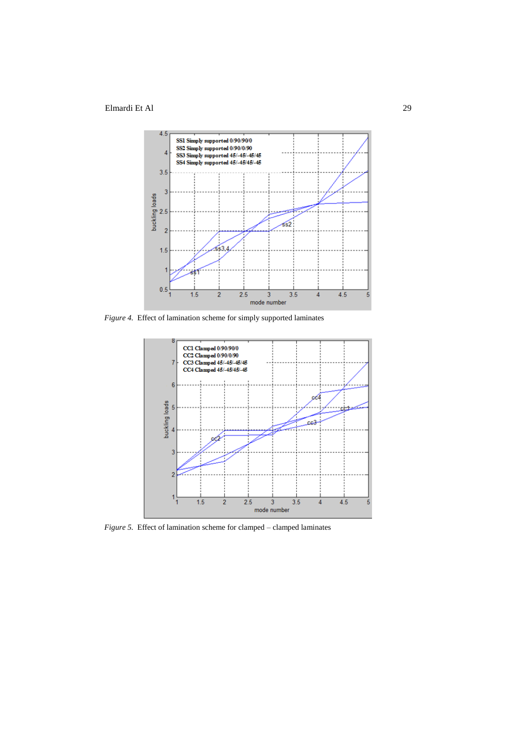*Figure 4.* Effect of lamination scheme for simply supported laminates

*Figure 5.* Effect of lamination scheme for clamped – clamped laminates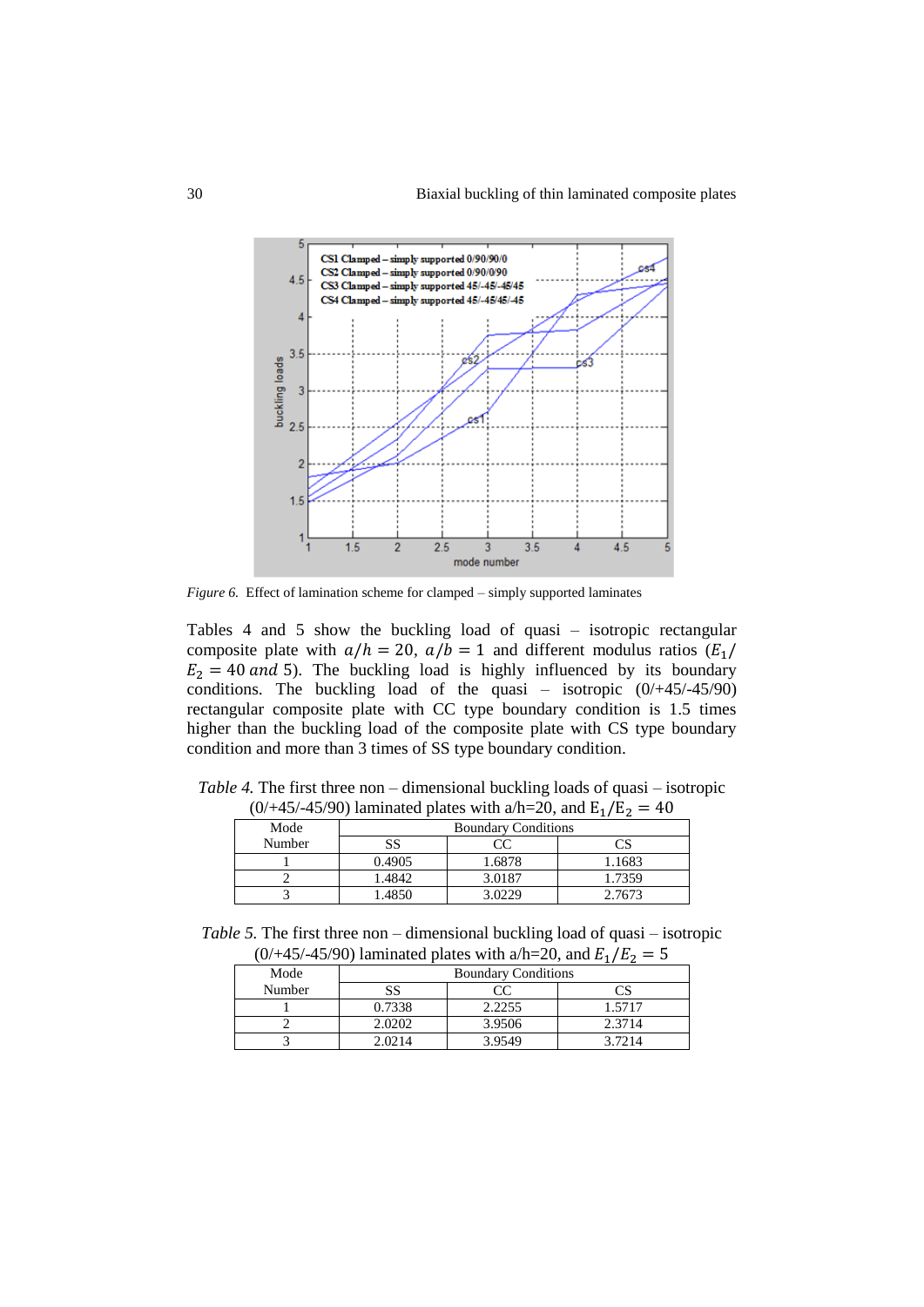*Figure 6.* Effect of lamination scheme for clamped – simply supported laminates

Tables 4 and 5 show the buckling load of quasi – isotropic rectangular composite plate with $a/h = 20$, $a/b = 1$ and different modulus ratios ($E_1/E_2 = 40$ *and* 5). The buckling load is highly influenced by its boundary conditions. The buckling load of the quasi – isotropic (0/+45/-45/90) rectangular composite plate with CC type boundary condition is 1.5 times higher than the buckling load of the composite plate with CS type boundary condition and more than 3 times of SS type boundary condition.

*Table 4.* The first three non – dimensional buckling loads of quasi – isotropic (0/+45/-45/90) laminated plates with a/h=20, and $E_1/E_2 = 40$

| Mode Number | Boundary Conditions | | |
|---|---|---|---|
| | SS | CC | CS |
| 1 | 0.4905 | 1.6878 | 1.1683 |
| 2 | 1.4842 | 3.0187 | 1.7359 |
| 3 | 1.4850 | 3.0229 | 2.7673 |

*Table 5.* The first three non – dimensional buckling load of quasi – isotropic (0/+45/-45/90) laminated plates with a/h=20, and $E_1/E_2 = 5$

| Mode Number | Boundary Conditions | | |
|---|---|---|---|
| | SS | CC | CS |
| 1 | 0.7338 | 2.2255 | 1.5717 |
| 2 | 2.0202 | 3.9506 | 2.3714 |
| 3 | 2.0214 | 3.9549 | 3.7214 |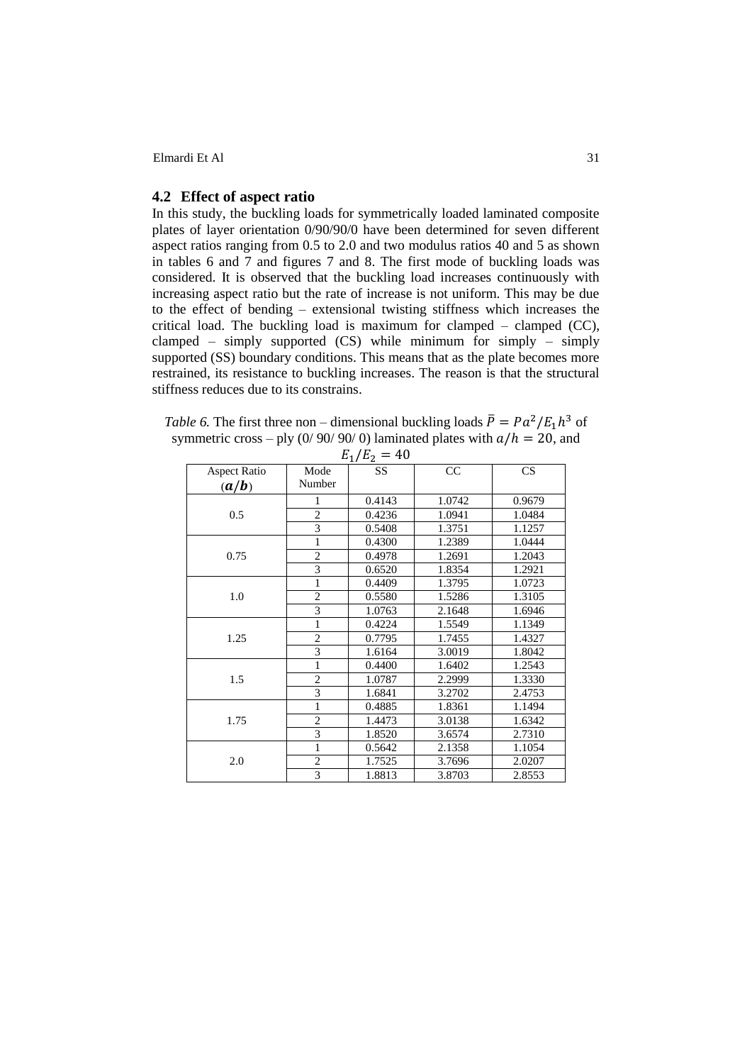## 4.2 Effect of aspect ratio

In this study, the buckling loads for symmetrically loaded laminated composite plates of layer orientation 0/90/90/0 have been determined for seven different aspect ratios ranging from 0.5 to 2.0 and two modulus ratios 40 and 5 as shown in tables 6 and 7 and figures 7 and 8. The first mode of buckling loads was considered. It is observed that the buckling load increases continuously with increasing aspect ratio but the rate of increase is not uniform. This may be due to the effect of bending – extensional twisting stiffness which increases the critical load. The buckling load is maximum for clamped – clamped (CC), clamped – simply supported (CS) while minimum for simply – simply supported (SS) boundary conditions. This means that as the plate becomes more restrained, its resistance to buckling increases. The reason is that the structural stiffness reduces due to its constrains.

*Table 6.* The first three non – dimensional buckling loads $\bar{P} = Pa^2/E_1h^3$ of symmetric cross – ply (0/ 90/ 90/ 0) laminated plates with $a/h = 20$, and $E_1/E_2 = 40$

| Aspect Ratio ($\boldsymbol{a/b}$) | Mode Number | SS | CC | CS |
|---|---|---|---|---|
| 0.5 | 1 | 0.4143 | 1.0742 | 0.9679 |
| | 2 | 0.4236 | 1.0941 | 1.0484 |
| | 3 | 0.5408 | 1.3751 | 1.1257 |
| 0.75 | 1 | 0.4300 | 1.2389 | 1.0444 |
| | 2 | 0.4978 | 1.2691 | 1.2043 |
| | 3 | 0.6520 | 1.8354 | 1.2921 |
| 1.0 | 1 | 0.4409 | 1.3795 | 1.0723 |
| | 2 | 0.5580 | 1.5286 | 1.3105 |
| | 3 | 1.0763 | 2.1648 | 1.6946 |
| 1.25 | 1 | 0.4224 | 1.5549 | 1.1349 |
| | 2 | 0.7795 | 1.7455 | 1.4327 |
| | 3 | 1.6164 | 3.0019 | 1.8042 |
| 1.5 | 1 | 0.4400 | 1.6402 | 1.2543 |
| | 2 | 1.0787 | 2.2999 | 1.3330 |
| | 3 | 1.6841 | 3.2702 | 2.4753 |
| 1.75 | 1 | 0.4885 | 1.8361 | 1.1494 |
| | 2 | 1.4473 | 3.0138 | 1.6342 |
| | 3 | 1.8520 | 3.6574 | 2.7310 |
| 2.0 | 1 | 0.5642 | 2.1358 | 1.1054 |
| | 2 | 1.7525 | 3.7696 | 2.0207 |
| | 3 | 1.8813 | 3.8703 | 2.8553 |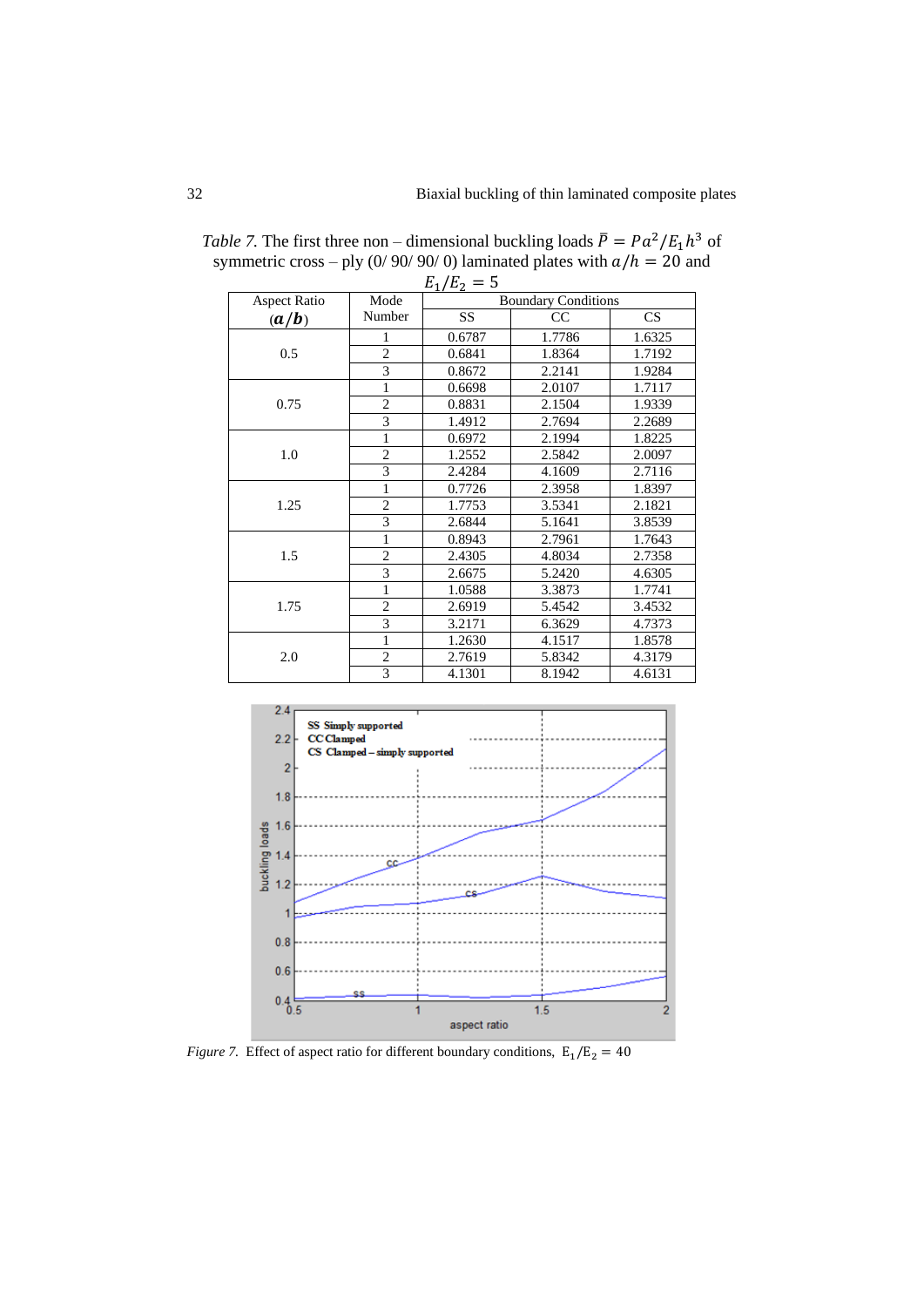*Table 7.* The first three non – dimensional buckling loads $\bar{P} = Pa^2/E_1h^3$ of symmetric cross – ply (0/ 90/ 90/ 0) laminated plates with $a/h = 20$ and $E_1/E_2 = 5$

| Aspect Ratio ($a/b$) | Mode Number | Boundary Conditions | | |
|---|---|---|---|---|
| | | SS | CC | CS |
| 0.5 | 1 | 0.6787 | 1.7786 | 1.6325 |
| | 2 | 0.6841 | 1.8364 | 1.7192 |
| | 3 | 0.8672 | 2.2141 | 1.9284 |
| 0.75 | 1 | 0.6698 | 2.0107 | 1.7117 |
| | 2 | 0.8831 | 2.1504 | 1.9339 |
| | 3 | 1.4912 | 2.7694 | 2.2689 |
| 1.0 | 1 | 0.6972 | 2.1994 | 1.8225 |
| | 2 | 1.2552 | 2.5842 | 2.0097 |
| | 3 | 2.4284 | 4.1609 | 2.7116 |
| 1.25 | 1 | 0.7726 | 2.3958 | 1.8397 |
| | 2 | 1.7753 | 3.5341 | 2.1821 |
| | 3 | 2.6844 | 5.1641 | 3.8539 |
| 1.5 | 1 | 0.8943 | 2.7961 | 1.7643 |
| | 2 | 2.4305 | 4.8034 | 2.7358 |
| | 3 | 2.6675 | 5.2420 | 4.6305 |
| 1.75 | 1 | 1.0588 | 3.3873 | 1.7741 |
| | 2 | 2.6919 | 5.4542 | 3.4532 |
| | 3 | 3.2171 | 6.3629 | 4.7373 |
| 2.0 | 1 | 1.2630 | 4.1517 | 1.8578 |
| | 2 | 2.7619 | 5.8342 | 4.3179 |
| | 3 | 4.1301 | 8.1942 | 4.6131 |

*Figure 7.* Effect of aspect ratio for different boundary conditions, $E_1/E_2 = 40$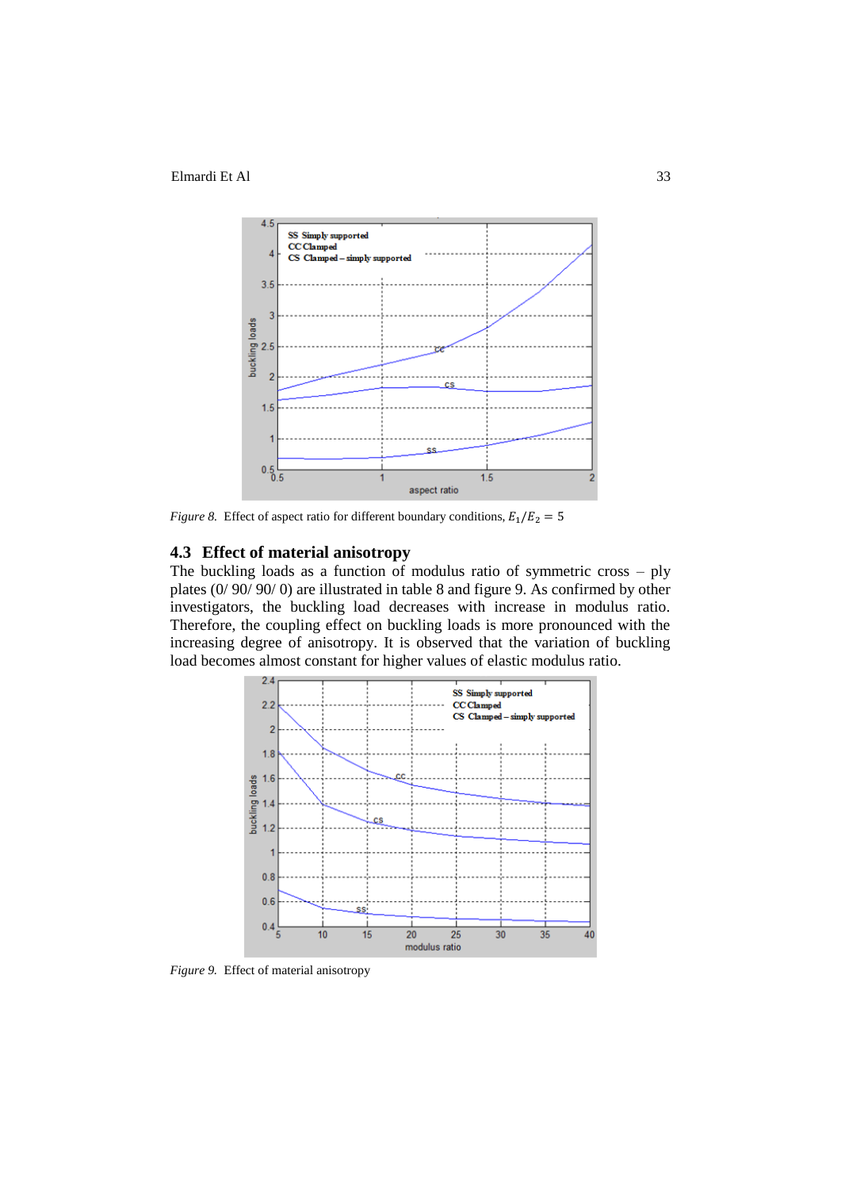*Figure 8.* Effect of aspect ratio for different boundary conditions, $E_1/E_2 = 5$

### 4.3 Effect of material anisotropy

The buckling loads as a function of modulus ratio of symmetric cross – ply plates (0/ 90/ 90/ 0) are illustrated in table 8 and figure 9. As confirmed by other investigators, the buckling load decreases with increase in modulus ratio. Therefore, the coupling effect on buckling loads is more pronounced with the increasing degree of anisotropy. It is observed that the variation of buckling load becomes almost constant for higher values of elastic modulus ratio.

*Figure 9.* Effect of material anisotropy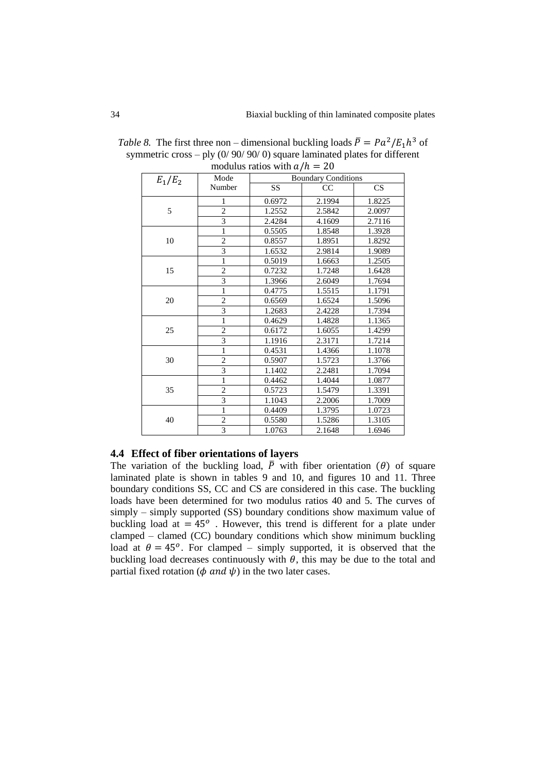*Table 8.* The first three non – dimensional buckling loads $\bar{P} = Pa^2/E_1h^3$ of symmetric cross – ply (0/ 90/ 90/ 0) square laminated plates for different modulus ratios with $a/h = 20$

| $E_1/E_2$ | Mode Number | Boundary Conditions | | |
|---|---|---|---|---|
| | | SS | CC | CS |
| 5 | 1 | 0.6972 | 2.1994 | 1.8225 |
| | 2 | 1.2552 | 2.5842 | 2.0097 |
| | 3 | 2.4284 | 4.1609 | 2.7116 |
| 10 | 1 | 0.5505 | 1.8548 | 1.3928 |
| | 2 | 0.8557 | 1.8951 | 1.8292 |
| | 3 | 1.6532 | 2.9814 | 1.9089 |
| 15 | 1 | 0.5019 | 1.6663 | 1.2505 |
| | 2 | 0.7232 | 1.7248 | 1.6428 |
| | 3 | 1.3966 | 2.6049 | 1.7694 |
| 20 | 1 | 0.4775 | 1.5515 | 1.1791 |
| | 2 | 0.6569 | 1.6524 | 1.5096 |
| | 3 | 1.2683 | 2.4228 | 1.7394 |
| 25 | 1 | 0.4629 | 1.4828 | 1.1365 |
| | 2 | 0.6172 | 1.6055 | 1.4299 |
| | 3 | 1.1916 | 2.3171 | 1.7214 |
| 30 | 1 | 0.4531 | 1.4366 | 1.1078 |
| | 2 | 0.5907 | 1.5723 | 1.3766 |
| | 3 | 1.1402 | 2.2481 | 1.7094 |
| 35 | 1 | 0.4462 | 1.4044 | 1.0877 |
| | 2 | 0.5723 | 1.5479 | 1.3391 |
| | 3 | 1.1043 | 2.2006 | 1.7009 |
| 40 | 1 | 0.4409 | 1.3795 | 1.0723 |
| | 2 | 0.5580 | 1.5286 | 1.3105 |
| | 3 | 1.0763 | 2.1648 | 1.6946 |

### 4.4 Effect of fiber orientations of layers

The variation of the buckling load, $\bar{P}$ with fiber orientation ($\theta$) of square laminated plate is shown in tables 9 and 10, and figures 10 and 11. Three boundary conditions SS, CC and CS are considered in this case. The buckling loads have been determined for two modulus ratios 40 and 5. The curves of simply – simply supported (SS) boundary conditions show maximum value of buckling load at $= 45^o$ . However, this trend is different for a plate under clamped – clamed (CC) boundary conditions which show minimum buckling load at $\theta = 45^o$. For clamped – simply supported, it is observed that the buckling load decreases continuously with $\theta$, this may be due to the total and partial fixed rotation ($\phi$ $and$ $\psi$) in the two later cases.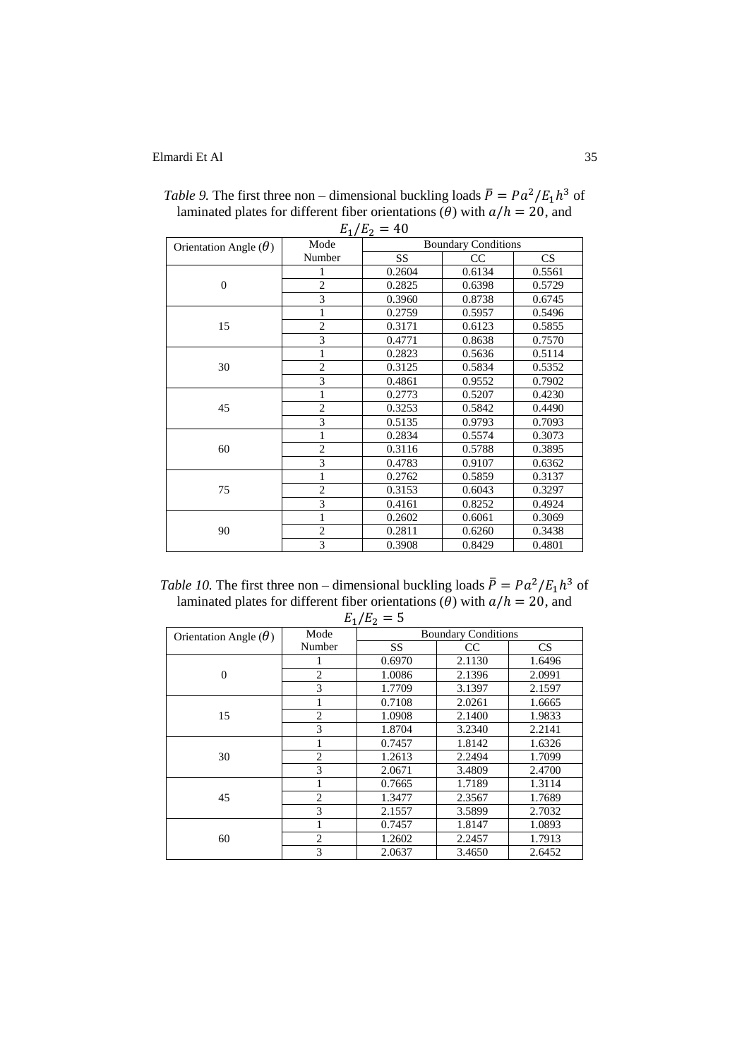*Table 9.* The first three non – dimensional buckling loads $\bar{P} = Pa^2/E_1h^3$ of laminated plates for different fiber orientations ($\theta$) with $a/h = 20$, and $E_1/E_2 = 40$

| Orientation Angle ($\theta$) | Mode Number | Boundary Conditions | | |
|---|---|---|---|---|
| | | SS | CC | CS |
| 0 | 1 | 0.2604 | 0.6134 | 0.5561 |
| | 2 | 0.2825 | 0.6398 | 0.5729 |
| | 3 | 0.3960 | 0.8738 | 0.6745 |
| 15 | 1 | 0.2759 | 0.5957 | 0.5496 |
| | 2 | 0.3171 | 0.6123 | 0.5855 |
| | 3 | 0.4771 | 0.8638 | 0.7570 |
| 30 | 1 | 0.2823 | 0.5636 | 0.5114 |
| | 2 | 0.3125 | 0.5834 | 0.5352 |
| | 3 | 0.4861 | 0.9552 | 0.7902 |
| 45 | 1 | 0.2773 | 0.5207 | 0.4230 |
| | 2 | 0.3253 | 0.5842 | 0.4490 |
| | 3 | 0.5135 | 0.9793 | 0.7093 |
| 60 | 1 | 0.2834 | 0.5574 | 0.3073 |
| | 2 | 0.3116 | 0.5788 | 0.3895 |
| | 3 | 0.4783 | 0.9107 | 0.6362 |
| 75 | 1 | 0.2762 | 0.5859 | 0.3137 |
| | 2 | 0.3153 | 0.6043 | 0.3297 |
| | 3 | 0.4161 | 0.8252 | 0.4924 |
| 90 | 1 | 0.2602 | 0.6061 | 0.3069 |
| | 2 | 0.2811 | 0.6260 | 0.3438 |
| | 3 | 0.3908 | 0.8429 | 0.4801 |

*Table 10.* The first three non – dimensional buckling loads $\bar{P} = Pa^2/E_1h^3$ of laminated plates for different fiber orientations ($\theta$) with $a/h = 20$, and $E_1/E_2 = 5$

| Orientation Angle ($\theta$) | Mode Number | Boundary Conditions | | |
|---|---|---|---|---|
| | | SS | CC | CS |
| 0 | 1 | 0.6970 | 2.1130 | 1.6496 |
| | 2 | 1.0086 | 2.1396 | 2.0991 |
| | 3 | 1.7709 | 3.1397 | 2.1597 |
| 15 | 1 | 0.7108 | 2.0261 | 1.6665 |
| | 2 | 1.0908 | 2.1400 | 1.9833 |
| | 3 | 1.8704 | 3.2340 | 2.2141 |
| 30 | 1 | 0.7457 | 1.8142 | 1.6326 |
| | 2 | 1.2613 | 2.2494 | 1.7099 |
| | 3 | 2.0671 | 3.4809 | 2.4700 |
| 45 | 1 | 0.7665 | 1.7189 | 1.3114 |
| | 2 | 1.3477 | 2.3567 | 1.7689 |
| | 3 | 2.1557 | 3.5899 | 2.7032 |
| 60 | 1 | 0.7457 | 1.8147 | 1.0893 |
| | 2 | 1.2602 | 2.2457 | 1.7913 |
| | 3 | 2.0637 | 3.4650 | 2.6452 |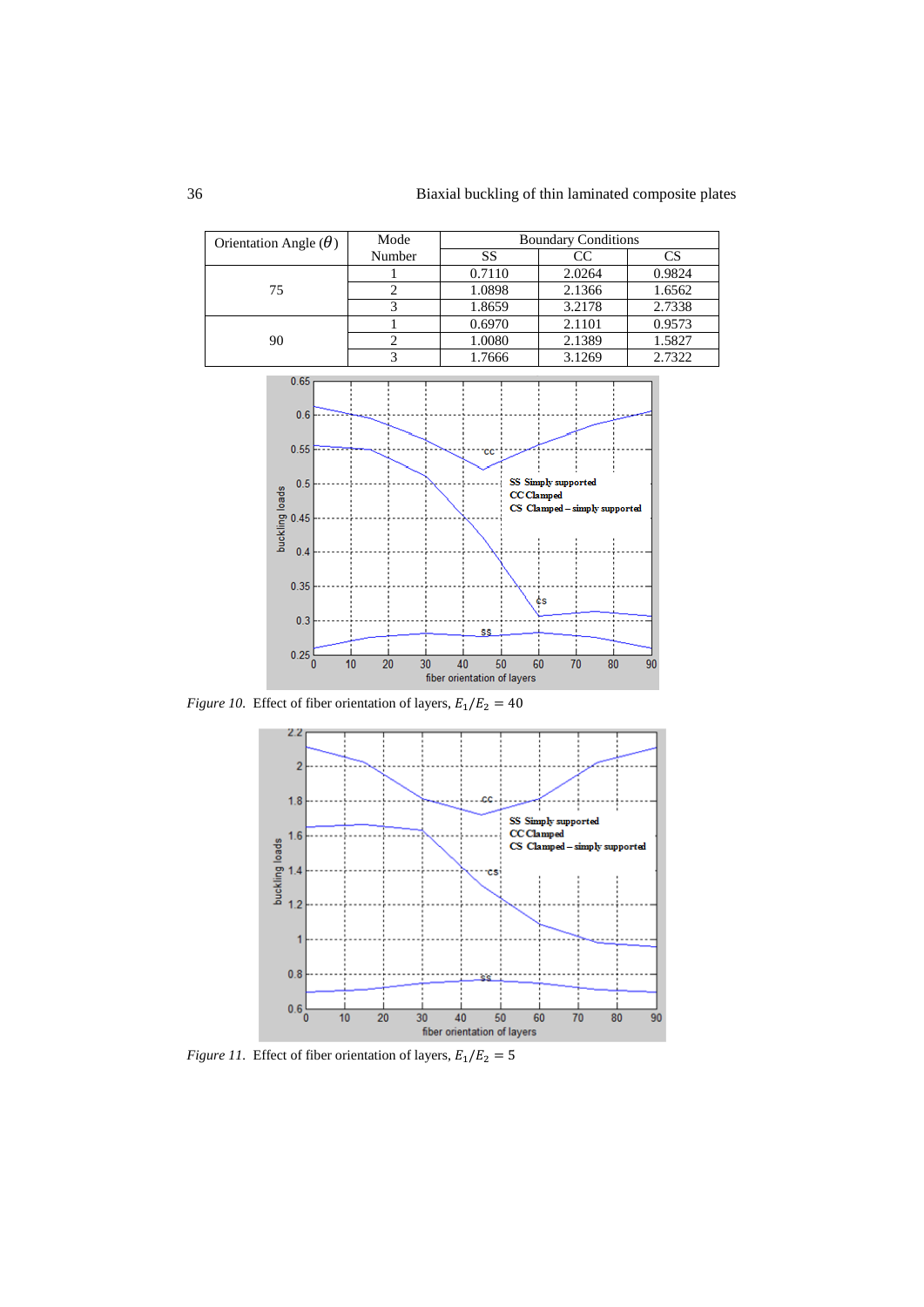| Orientation Angle ($\theta$) | Mode Number | Boundary Conditions | | |
|---|---|---|---|---|
| | | SS | CC | CS |
| 75 | 1 | 0.7110 | 2.0264 | 0.9824 |
| | 2 | 1.0898 | 2.1366 | 1.6562 |
| | 3 | 1.8659 | 3.2178 | 2.7338 |
| 90 | 1 | 0.6970 | 2.1101 | 0.9573 |
| | 2 | 1.0080 | 2.1389 | 1.5827 |
| | 3 | 1.7666 | 3.1269 | 2.7322 |

*Figure 10.* Effect of fiber orientation of layers, $E_1/E_2 = 40$

*Figure 11.* Effect of fiber orientation of layers, $E_1/E_2 = 5$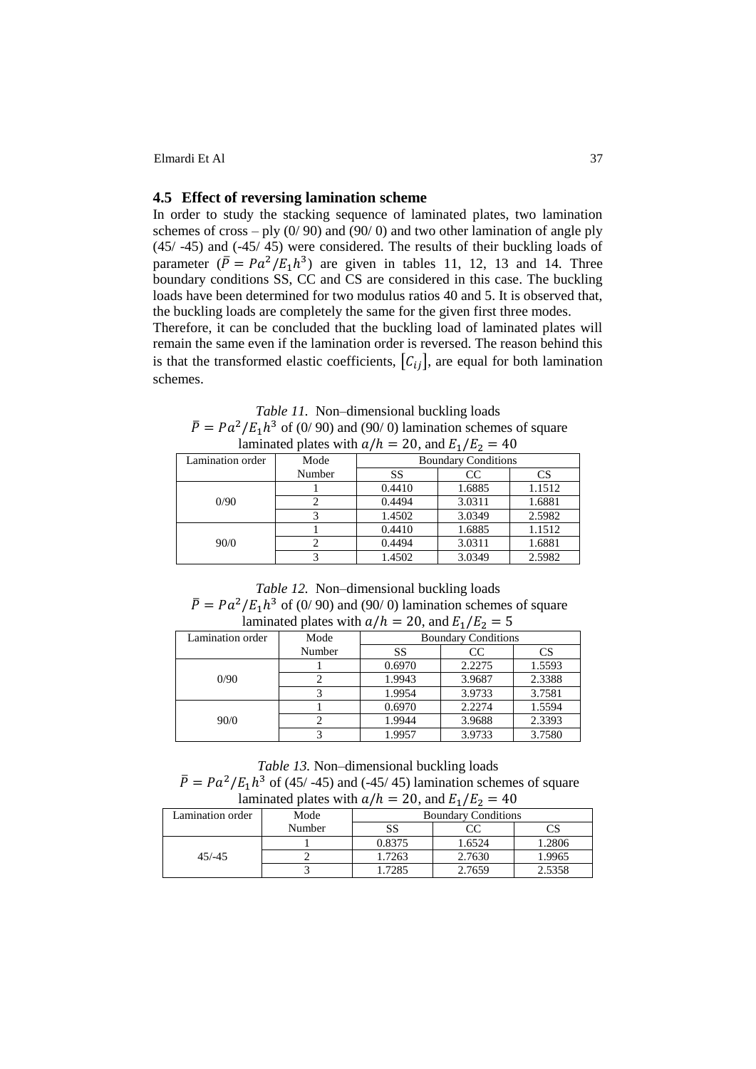## 4.5 Effect of reversing lamination scheme

In order to study the stacking sequence of laminated plates, two lamination schemes of cross – ply (0/ 90) and (90/ 0) and two other lamination of angle ply (45/ -45) and (-45/ 45) were considered. The results of their buckling loads of parameter ($\bar{P} = Pa^2/E_1h^3$) are given in tables 11, 12, 13 and 14. Three boundary conditions SS, CC and CS are considered in this case. The buckling loads have been determined for two modulus ratios 40 and 5. It is observed that, the buckling loads are completely the same for the given first three modes.

Therefore, it can be concluded that the buckling load of laminated plates will remain the same even if the lamination order is reversed. The reason behind this is that the transformed elastic coefficients, $[C_{ij}]$, are equal for both lamination schemes.

*Table 11.* Non–dimensional buckling loads $\bar{P} = Pa^2/E_1h^3$ of (0/ 90) and (90/ 0) lamination schemes of square laminated plates with $a/h = 20$, and $E_1/E_2 = 40$

| Lamination order | Mode Number | Boundary Conditions | | |
|---|---|---|---|---|
| | | SS | CC | CS |
| 0/90 | 1 | 0.4410 | 1.6885 | 1.1512 |
| | 2 | 0.4494 | 3.0311 | 1.6881 |
| | 3 | 1.4502 | 3.0349 | 2.5982 |
| 90/0 | 1 | 0.4410 | 1.6885 | 1.1512 |
| | 2 | 0.4494 | 3.0311 | 1.6881 |
| | 3 | 1.4502 | 3.0349 | 2.5982 |

*Table 12.* Non–dimensional buckling loads $\bar{P} = Pa^2/E_1h^3$ of (0/ 90) and (90/ 0) lamination schemes of square laminated plates with $a/h = 20$, and $E_1/E_2 = 5$

| Lamination order | Mode Number | Boundary Conditions | | |
|---|---|---|---|---|
| | | SS | CC | CS |
| 0/90 | 1 | 0.6970 | 2.2275 | 1.5593 |
| | 2 | 1.9943 | 3.9687 | 2.3388 |
| | 3 | 1.9954 | 3.9733 | 3.7581 |
| 90/0 | 1 | 0.6970 | 2.2274 | 1.5594 |
| | 2 | 1.9944 | 3.9688 | 2.3393 |
| | 3 | 1.9957 | 3.9733 | 3.7580 |

*Table 13.* Non–dimensional buckling loads $\bar{P} = Pa^2/E_1h^3$ of (45/ -45) and (-45/ 45) lamination schemes of square laminated plates with $a/h = 20$, and $E_1/E_2 = 40$

| Lamination order | Mode Number | Boundary Conditions | | |
|---|---|---|---|---|
| | | SS | CC | CS |
| 45/-45 | 1 | 0.8375 | 1.6524 | 1.2806 |
| | 2 | 1.7263 | 2.7630 | 1.9965 |
| | 3 | 1.7285 | 2.7659 | 2.5358 |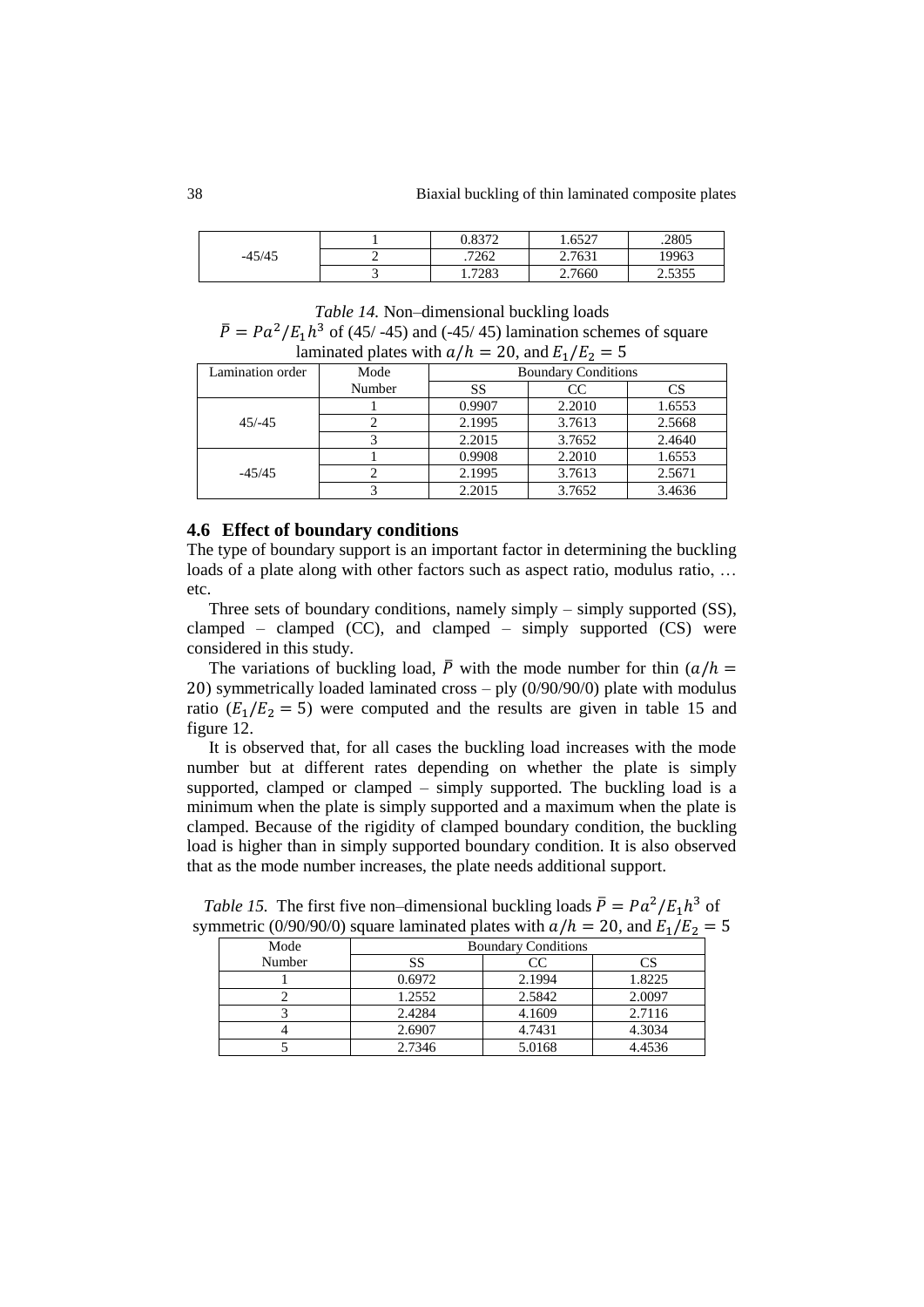| | | | | |
|---|---|---|---|---|
| -45/45 | 1 | 0.8372 | 1.6527 | .2805 |
| | 2 | .7262 | 2.7631 | 19963 |
| | 3 | 1.7283 | 2.7660 | 2.5355 |

*Table 14.* Non–dimensional buckling loads $\bar{P} = Pa^2/E_1h^3$ of (45/ -45) and (-45/ 45) lamination schemes of square laminated plates with $a/h = 20$, and $E_1/E_2 = 5$

| Lamination order | Mode Number | Boundary Conditions | | |
|---|---|---|---|---|
| | | SS | CC | CS |
| 45/-45 | 1 | 0.9907 | 2.2010 | 1.6553 |
| | 2 | 2.1995 | 3.7613 | 2.5668 |
| | 3 | 2.2015 | 3.7652 | 2.4640 |
| -45/45 | 1 | 0.9908 | 2.2010 | 1.6553 |
| | 2 | 2.1995 | 3.7613 | 2.5671 |
| | 3 | 2.2015 | 3.7652 | 3.4636 |

### 4.6 Effect of boundary conditions

The type of boundary support is an important factor in determining the buckling loads of a plate along with other factors such as aspect ratio, modulus ratio, … etc.

Three sets of boundary conditions, namely simply – simply supported (SS), clamped – clamped (CC), and clamped – simply supported (CS) were considered in this study.

The variations of buckling load, $\bar{P}$ with the mode number for thin ($a/h = 20$) symmetrically loaded laminated cross – ply (0/90/90/0) plate with modulus ratio ($E_1/E_2 = 5$) were computed and the results are given in table 15 and figure 12.

It is observed that, for all cases the buckling load increases with the mode number but at different rates depending on whether the plate is simply supported, clamped or clamped – simply supported. The buckling load is a minimum when the plate is simply supported and a maximum when the plate is clamped. Because of the rigidity of clamped boundary condition, the buckling load is higher than in simply supported boundary condition. It is also observed that as the mode number increases, the plate needs additional support.

*Table 15.* The first five non–dimensional buckling loads $\bar{P} = Pa^2/E_1h^3$ of symmetric (0/90/90/0) square laminated plates with $a/h = 20$, and $E_1/E_2 = 5$

| Mode Number | Boundary Conditions | | |
|---|---|---|---|
| | SS | CC | CS |
| 1 | 0.6972 | 2.1994 | 1.8225 |
| 2 | 1.2552 | 2.5842 | 2.0097 |
| 3 | 2.4284 | 4.1609 | 2.7116 |
| 4 | 2.6907 | 4.7431 | 4.3034 |
| 5 | 2.7346 | 5.0168 | 4.4536 |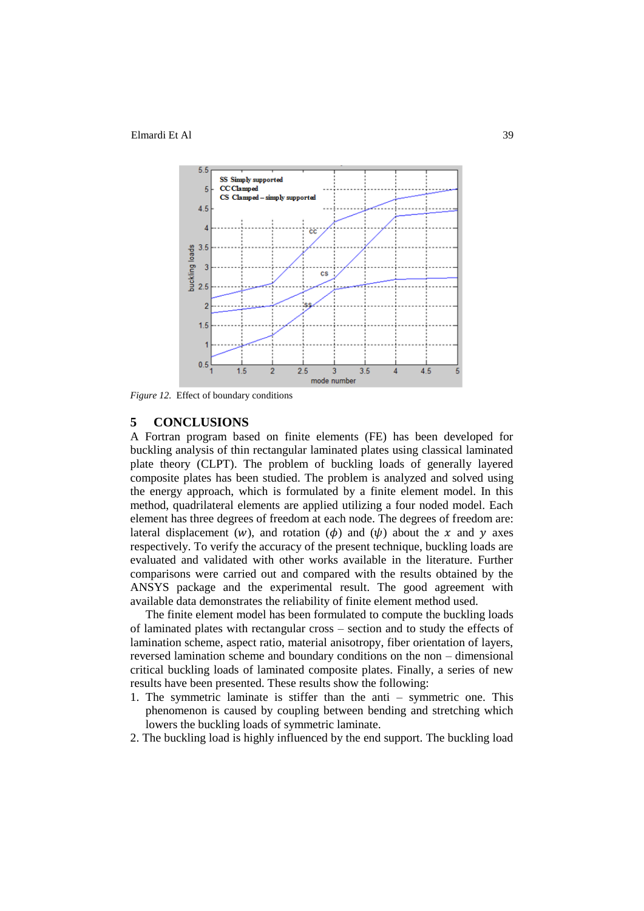*Figure 12.* Effect of boundary conditions

## 5 CONCLUSIONS

A Fortran program based on finite elements (FE) has been developed for buckling analysis of thin rectangular laminated plates using classical laminated plate theory (CLPT). The problem of buckling loads of generally layered composite plates has been studied. The problem is analyzed and solved using the energy approach, which is formulated by a finite element model. In this method, quadrilateral elements are applied utilizing a four noded model. Each element has three degrees of freedom at each node. The degrees of freedom are: lateral displacement ($w$), and rotation ($\phi$) and ($\psi$) about the $x$ and $y$ axes respectively. To verify the accuracy of the present technique, buckling loads are evaluated and validated with other works available in the literature. Further comparisons were carried out and compared with the results obtained by the ANSYS package and the experimental result. The good agreement with available data demonstrates the reliability of finite element method used.

The finite element model has been formulated to compute the buckling loads of laminated plates with rectangular cross – section and to study the effects of lamination scheme, aspect ratio, material anisotropy, fiber orientation of layers, reversed lamination scheme and boundary conditions on the non – dimensional critical buckling loads of laminated composite plates. Finally, a series of new results have been presented. These results show the following:

1. The symmetric laminate is stiffer than the anti – symmetric one. This phenomenon is caused by coupling between bending and stretching which lowers the buckling loads of symmetric laminate.
2. The buckling load is highly influenced by the end support. The buckling load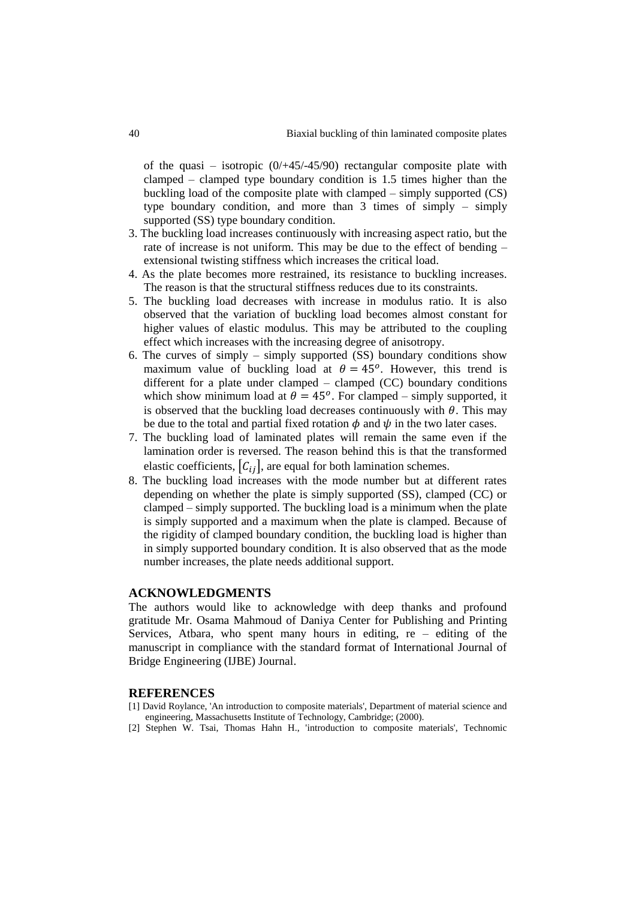of the quasi – isotropic (0/+45/-45/90) rectangular composite plate with clamped – clamped type boundary condition is 1.5 times higher than the buckling load of the composite plate with clamped – simply supported (CS) type boundary condition, and more than 3 times of simply – simply supported (SS) type boundary condition.

3. The buckling load increases continuously with increasing aspect ratio, but the rate of increase is not uniform. This may be due to the effect of bending – extensional twisting stiffness which increases the critical load.
4. As the plate becomes more restrained, its resistance to buckling increases. The reason is that the structural stiffness reduces due to its constraints.
5. The buckling load decreases with increase in modulus ratio. It is also observed that the variation of buckling load becomes almost constant for higher values of elastic modulus. This may be attributed to the coupling effect which increases with the increasing degree of anisotropy.
6. The curves of simply – simply supported (SS) boundary conditions show maximum value of buckling load at $\theta = 45^o$. However, this trend is different for a plate under clamped – clamped (CC) boundary conditions which show minimum load at $\theta = 45^o$. For clamped – simply supported, it is observed that the buckling load decreases continuously with $\theta$. This may be due to the total and partial fixed rotation $\phi$ and $\psi$ in the two later cases.
7. The buckling load of laminated plates will remain the same even if the lamination order is reversed. The reason behind this is that the transformed elastic coefficients, $[C_{ij}]$, are equal for both lamination schemes.
8. The buckling load increases with the mode number but at different rates depending on whether the plate is simply supported (SS), clamped (CC) or clamped – simply supported. The buckling load is a minimum when the plate is simply supported and a maximum when the plate is clamped. Because of the rigidity of clamped boundary condition, the buckling load is higher than in simply supported boundary condition. It is also observed that as the mode number increases, the plate needs additional support.

## ACKNOWLEDGMENTS

The authors would like to acknowledge with deep thanks and profound gratitude Mr. Osama Mahmoud of Daniya Center for Publishing and Printing Services, Atbara, who spent many hours in editing, re – editing of the manuscript in compliance with the standard format of International Journal of Bridge Engineering (IJBE) Journal.

## REFERENCES

[1] David Roylance, 'An introduction to composite materials', Department of material science and engineering, Massachusetts Institute of Technology, Cambridge; (2000).

[2] Stephen W. Tsai, Thomas Hahn H., 'introduction to composite materials', Technomic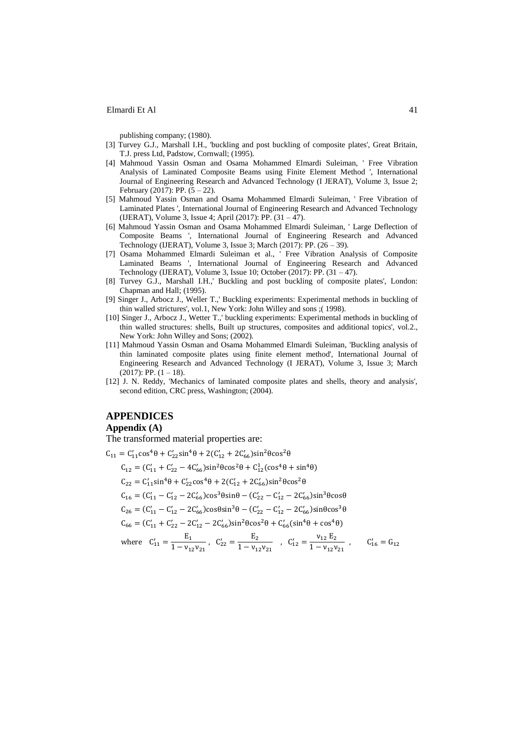publishing company; (1980).

[3] Turvey G.J., Marshall I.H., 'buckling and post buckling of composite plates', Great Britain, T.J. press Ltd, Padstow, Cornwall; (1995).

[4] Mahmoud Yassin Osman and Osama Mohammed Elmardi Suleiman, ' Free Vibration Analysis of Laminated Composite Beams using Finite Element Method ', International Journal of Engineering Research and Advanced Technology (I JERAT), Volume 3, Issue 2; February (2017): PP. (5 – 22).

[5] Mahmoud Yassin Osman and Osama Mohammed Elmardi Suleiman, ' Free Vibration of Laminated Plates ', International Journal of Engineering Research and Advanced Technology (IJERAT), Volume 3, Issue 4; April (2017): PP. (31 – 47).

[6] Mahmoud Yassin Osman and Osama Mohammed Elmardi Suleiman, ' Large Deflection of Composite Beams ', International Journal of Engineering Research and Advanced Technology (IJERAT), Volume 3, Issue 3; March (2017): PP. (26 – 39).

[7] Osama Mohammed Elmardi Suleiman et al., ' Free Vibration Analysis of Composite Laminated Beams ', International Journal of Engineering Research and Advanced Technology (IJERAT), Volume 3, Issue 10; October (2017): PP. (31 – 47).

[8] Turvey G.J., Marshall I.H.,' Buckling and post buckling of composite plates', London: Chapman and Hall; (1995).

[9] Singer J., Arbocz J., Weller T.,' Buckling experiments: Experimental methods in buckling of thin walled strictures', vol.1, New York: John Willey and sons ;( 1998).

[10] Singer J., Arbocz J., Wetter T.,' buckling experiments: Experimental methods in buckling of thin walled structures: shells, Built up structures, composites and additional topics', vol.2., New York: John Willey and Sons; (2002).

[11] Mahmoud Yassin Osman and Osama Mohammed Elmardi Suleiman, 'Buckling analysis of thin laminated composite plates using finite element method', International Journal of Engineering Research and Advanced Technology (I JERAT), Volume 3, Issue 3; March (2017): PP. (1 – 18).

[12] J. N. Reddy, 'Mechanics of laminated composite plates and shells, theory and analysis', second edition, CRC press, Washington; (2004).

# APPENDICES

## Appendix (A)

The transformed material properties are:

$$C_{11} = C'_{11}\cos^4\theta + C'_{22}\sin^4\theta + 2(C'_{12} + 2C'_{66})\sin^2\theta\cos^2\theta$$

$$C_{12} = (C'_{11} + C'_{22} - 4C'_{66})\sin^2\theta\cos^2\theta + C^1_{12}(\cos^4\theta + \sin^4\theta)$$

$$C_{22} = C'_{11}\sin^4\theta + C'_{22}\cos^4\theta + 2(C'_{12} + 2C'_{66})\sin^2\theta\cos^2\theta$$

$$C_{16} = (C'_{11} - C'_{12} - 2C'_{66})\cos^3\theta\sin\theta - (C'_{22} - C'_{12} - 2C'_{66})\sin^3\theta\cos\theta$$

$$C_{26} = (C'_{11} - C'_{12} - 2C'_{66})\cos\theta\sin^3\theta - (C'_{22} - C'_{12} - 2C'_{66})\sin\theta\cos^3\theta$$

$$C_{66} = (C'_{11} + C'_{22} - 2C'_{12} - 2C'_{66})\sin^2\theta\cos^2\theta + C'_{66}(\sin^4\theta + \cos^4\theta)$$

where $C'_{11} = \dfrac{E_1}{1 - \nu_{12}\nu_{21}}$, $C'_{22} = \dfrac{E_2}{1 - \nu_{12}\nu_{21}}$, $C'_{12} = \dfrac{\nu_{12}\,E_2}{1 - \nu_{12}\nu_{21}}$, $C'_{16} = G_{12}$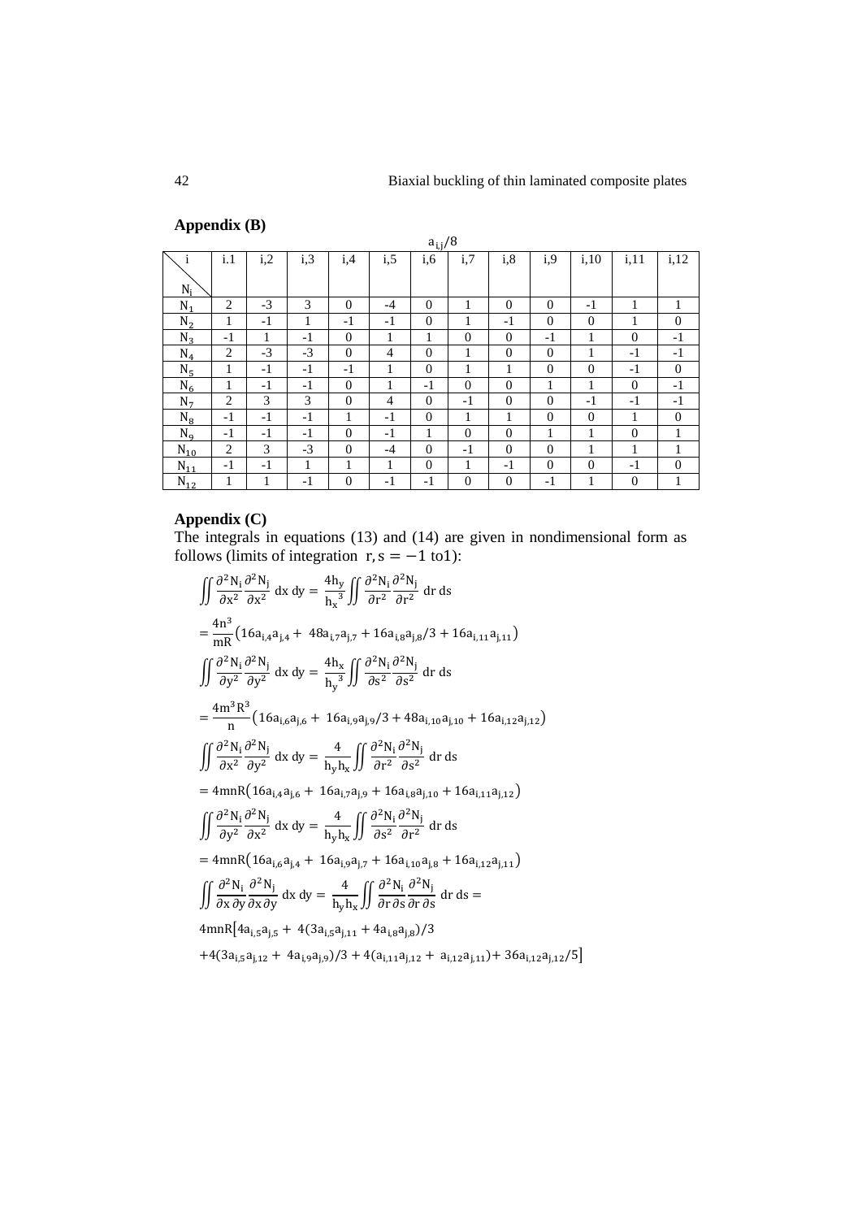## Appendix (B)

| i \ $N_i$ | i.1 | i,2 | i,3 | i,4 | i,5 | i,6 | i,7 | i,8 | i,9 | i,10 | i,11 | i,12 |
|---|---|---|---|---|---|---|---|---|---|---|---|---|
| | $a_{i,j}/8$ | | | | | | | | | | | |
| $N_1$ | 2 | -3 | 3 | 0 | -4 | 0 | 1 | 0 | 0 | -1 | 1 | 1 |
| $N_2$ | 1 | -1 | 1 | -1 | -1 | 0 | 1 | -1 | 0 | 0 | 1 | 0 |
| $N_3$ | -1 | 1 | -1 | 0 | 1 | 1 | 0 | 0 | -1 | 1 | 0 | -1 |
| $N_4$ | 2 | -3 | -3 | 0 | 4 | 0 | 1 | 0 | 0 | 1 | -1 | -1 |
| $N_5$ | 1 | -1 | -1 | -1 | 1 | 0 | 1 | 1 | 0 | 0 | -1 | 0 |
| $N_6$ | 1 | -1 | -1 | 0 | 1 | -1 | 0 | 0 | 1 | 1 | 0 | -1 |
| $N_7$ | 2 | 3 | 3 | 0 | 4 | 0 | -1 | 0 | 0 | -1 | -1 | -1 |
| $N_8$ | -1 | -1 | -1 | 1 | -1 | 0 | 1 | 1 | 0 | 0 | 1 | 0 |
| $N_9$ | -1 | -1 | -1 | 0 | -1 | 1 | 0 | 0 | 1 | 1 | 0 | 1 |
| $N_{10}$ | 2 | 3 | -3 | 0 | -4 | 0 | -1 | 0 | 0 | 1 | 1 | 1 |
| $N_{11}$ | -1 | -1 | 1 | 1 | 1 | 0 | 1 | -1 | 0 | 0 | -1 | 0 |
| $N_{12}$ | 1 | 1 | -1 | 0 | -1 | -1 | 0 | 0 | -1 | 1 | 0 | 1 |

## Appendix (C)

The integrals in equations (13) and (14) are given in nondimensional form as follows (limits of integration $r, s = -1$ to1):

$$\iint \frac{\partial^2 N_i}{\partial x^2}\frac{\partial^2 N_j}{\partial x^2}\,dx\,dy = \frac{4h_y}{{h_x}^3}\iint \frac{\partial^2 N_i}{\partial r^2}\frac{\partial^2 N_j}{\partial r^2}\,dr\,ds$$

$$= \frac{4n^3}{mR}\left(16a_{i,4}a_{j,4} + 48a_{i,7}a_{j,7} + 16a_{i,8}a_{j,8}/3 + 16a_{i,11}a_{j,11}\right)$$

$$\iint \frac{\partial^2 N_i}{\partial y^2}\frac{\partial^2 N_j}{\partial y^2}\,dx\,dy = \frac{4h_x}{{h_y}^3}\iint \frac{\partial^2 N_i}{\partial s^2}\frac{\partial^2 N_j}{\partial s^2}\,dr\,ds$$

$$= \frac{4m^3R^3}{n}\left(16a_{i,6}a_{j,6} + 16a_{i,9}a_{j,9}/3 + 48a_{i,10}a_{j,10} + 16a_{i,12}a_{j,12}\right)$$

$$\iint \frac{\partial^2 N_i}{\partial x^2}\frac{\partial^2 N_j}{\partial y^2}\,dx\,dy = \frac{4}{h_y h_x}\iint \frac{\partial^2 N_i}{\partial r^2}\frac{\partial^2 N_j}{\partial s^2}\,dr\,ds$$

$$= 4mnR\left(16a_{i,4}a_{j,6} + 16a_{i,7}a_{j,9} + 16a_{i,8}a_{j,10} + 16a_{i,11}a_{j,12}\right)$$

$$\iint \frac{\partial^2 N_i}{\partial y^2}\frac{\partial^2 N_j}{\partial x^2}\,dx\,dy = \frac{4}{h_y h_x}\iint \frac{\partial^2 N_i}{\partial s^2}\frac{\partial^2 N_j}{\partial r^2}\,dr\,ds$$

$$= 4mnR\left(16a_{i,6}a_{j,4} + 16a_{i,9}a_{j,7} + 16a_{i,10}a_{j,8} + 16a_{i,12}a_{j,11}\right)$$

$$\iint \frac{\partial^2 N_i}{\partial x\,\partial y}\frac{\partial^2 N_j}{\partial x\,\partial y}\,dx\,dy = \frac{4}{h_y h_x}\iint \frac{\partial^2 N_i}{\partial r\,\partial s}\frac{\partial^2 N_j}{\partial r\,\partial s}\,dr\,ds =$$

$$4mnR\big[4a_{i,5}a_{j,5} + 4(3a_{i,5}a_{j,11} + 4a_{i,8}a_{j,8})/3$$

$$+4(3a_{i,5}a_{j,12} + 4a_{i,9}a_{j,9})/3 + 4(a_{i,11}a_{j,12} + a_{i,12}a_{j,11}) + 36a_{i,12}a_{j,12}/5\big]$$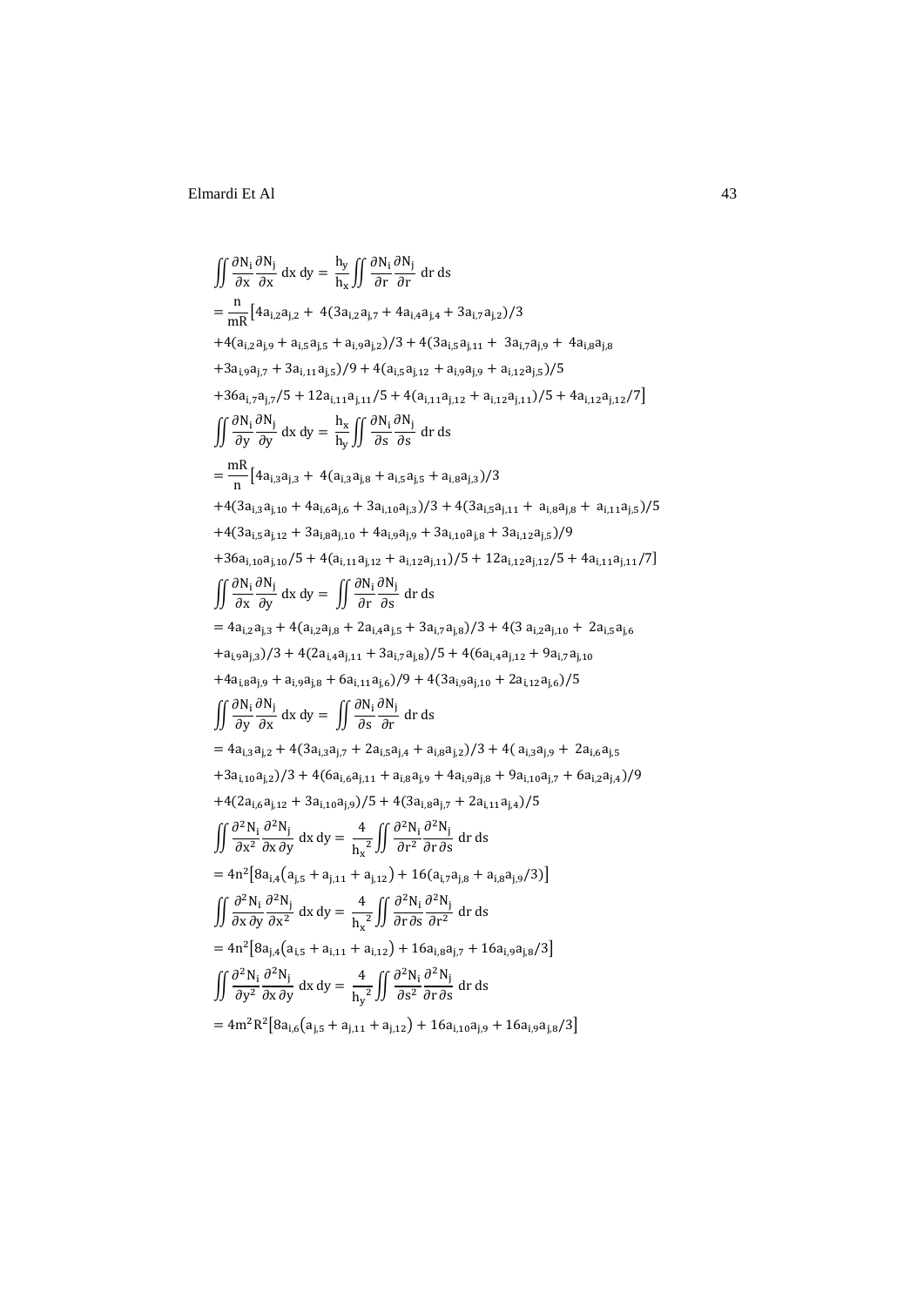$$\iint \frac{\partial N_i}{\partial x}\frac{\partial N_j}{\partial x}\,dx\,dy = \frac{h_y}{h_x}\iint \frac{\partial N_i}{\partial r}\frac{\partial N_j}{\partial r}\,dr\,ds$$

$$= \frac{n}{mR}\big[4a_{i,2}a_{j,2} + 4(3a_{i,2}a_{j,7} + 4a_{i,4}a_{j,4} + 3a_{i,7}a_{j,2})/3$$

$$+4(a_{i,2}a_{j,9} + a_{i,5}a_{j,5} + a_{i,9}a_{j,2})/3 + 4(3a_{i,5}a_{j,11} + 3a_{i,7}a_{j,9} + 4a_{i,8}a_{j,8}$$

$$+3a_{i,9}a_{j,7} + 3a_{i,11}a_{j,5})/9 + 4(a_{i,5}a_{j,12} + a_{i,9}a_{j,9} + a_{i,12}a_{j,5})/5$$

$$+36a_{i,7}a_{j,7}/5 + 12a_{i,11}a_{j,11}/5 + 4(a_{i,11}a_{j,12} + a_{i,12}a_{j,11})/5 + 4a_{i,12}a_{j,12}/7\big]$$

$$\iint \frac{\partial N_i}{\partial y}\frac{\partial N_j}{\partial y}\,dx\,dy = \frac{h_x}{h_y}\iint \frac{\partial N_i}{\partial s}\frac{\partial N_j}{\partial s}\,dr\,ds$$

$$= \frac{mR}{n}\big[4a_{i,3}a_{j,3} + 4(a_{i,3}a_{j,8} + a_{i,5}a_{j,5} + a_{i,8}a_{j,3})/3$$

$$+4(3a_{i,3}a_{j,10} + 4a_{i,6}a_{j,6} + 3a_{i,10}a_{j,3})/3 + 4(3a_{i,5}a_{j,11} + a_{i,8}a_{j,8} + a_{i,11}a_{j,5})/5$$

$$+4(3a_{i,5}a_{j,12} + 3a_{i,8}a_{j,10} + 4a_{i,9}a_{j,9} + 3a_{i,10}a_{j,8} + 3a_{i,12}a_{j,5})/9$$

$$+36a_{i,10}a_{j,10}/5 + 4(a_{i,11}a_{j,12} + a_{i,12}a_{j,11})/5 + 12a_{i,12}a_{j,12}/5 + 4a_{i,11}a_{j,11}/7\big]$$

$$\iint \frac{\partial N_i}{\partial x}\frac{\partial N_j}{\partial y}\,dx\,dy = \iint \frac{\partial N_i}{\partial r}\frac{\partial N_j}{\partial s}\,dr\,ds$$

$$= 4a_{i,2}a_{j,3} + 4(a_{i,2}a_{j,8} + 2a_{i,4}a_{j,5} + 3a_{i,7}a_{j,8})/3 + 4(3\,a_{i,2}a_{j,10} + 2a_{i,5}a_{j,6}$$

$$+a_{i,9}a_{j,3})/3 + 4(2a_{i,4}a_{j,11} + 3a_{i,7}a_{j,8})/5 + 4(6a_{i,4}a_{j,12} + 9a_{i,7}a_{j,10}$$

$$+4a_{i,8}a_{j,9} + a_{i,9}a_{j,8} + 6a_{i,11}a_{j,6})/9 + 4(3a_{i,9}a_{j,10} + 2a_{i,12}a_{j,6})/5$$

$$\iint \frac{\partial N_i}{\partial y}\frac{\partial N_j}{\partial x}\,dx\,dy = \iint \frac{\partial N_i}{\partial s}\frac{\partial N_j}{\partial r}\,dr\,ds$$

$$= 4a_{i,3}a_{j,2} + 4(3a_{i,3}a_{j,7} + 2a_{i,5}a_{j,4} + a_{i,8}a_{j,2})/3 + 4(\,a_{i,3}a_{j,9} + 2a_{i,6}a_{j,5}$$

$$+3a_{i,10}a_{j,2})/3 + 4(6a_{i,6}a_{j,11} + a_{i,8}a_{j,9} + 4a_{i,9}a_{j,8} + 9a_{i,10}a_{j,7} + 6a_{i,2}a_{j,4})/9$$

$$+4(2a_{i,6}a_{j,12} + 3a_{i,10}a_{j,9})/5 + 4(3a_{i,8}a_{j,7} + 2a_{i,11}a_{j,4})/5$$

$$\iint \frac{\partial^2 N_i}{\partial x^2}\frac{\partial^2 N_j}{\partial x\,\partial y}\,dx\,dy = \frac{4}{{h_x}^2}\iint \frac{\partial^2 N_i}{\partial r^2}\frac{\partial^2 N_j}{\partial r\,\partial s}\,dr\,ds$$

$$= 4n^2\big[8a_{i,4}\big(a_{j,5} + a_{j,11} + a_{j,12}\big) + 16(a_{i,7}a_{j,8} + a_{i,8}a_{j,9}/3)\big]$$

$$\iint \frac{\partial^2 N_i}{\partial x\,\partial y}\frac{\partial^2 N_j}{\partial x^2}\,dx\,dy = \frac{4}{{h_x}^2}\iint \frac{\partial^2 N_i}{\partial r\,\partial s}\frac{\partial^2 N_j}{\partial r^2}\,dr\,ds$$

$$= 4n^2\big[8a_{j,4}\big(a_{i,5} + a_{i,11} + a_{i,12}\big) + 16a_{i,8}a_{j,7} + 16a_{i,9}a_{j,8}/3\big]$$

$$\iint \frac{\partial^2 N_i}{\partial y^2}\frac{\partial^2 N_j}{\partial x\,\partial y}\,dx\,dy = \frac{4}{{h_y}^2}\iint \frac{\partial^2 N_i}{\partial s^2}\frac{\partial^2 N_j}{\partial r\,\partial s}\,dr\,ds$$

$$= 4m^2R^2\big[8a_{i,6}\big(a_{j,5} + a_{j,11} + a_{j,12}\big) + 16a_{i,10}a_{j,9} + 16a_{i,9}a_{j,8}/3\big]$$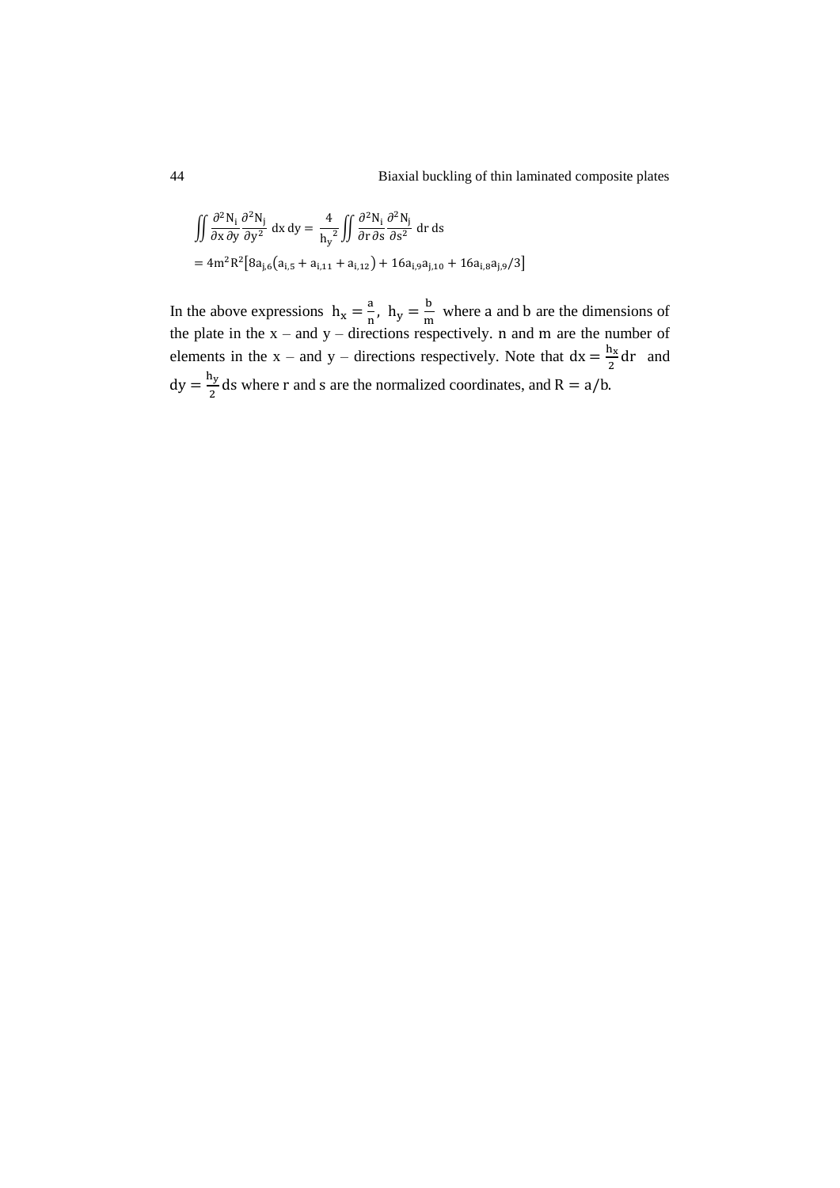$$\iint \frac{\partial^2 N_i}{\partial x\,\partial y}\frac{\partial^2 N_j}{\partial y^2}\,dx\,dy = \frac{4}{{h_y}^2}\iint \frac{\partial^2 N_i}{\partial r\,\partial s}\frac{\partial^2 N_j}{\partial s^2}\,dr\,ds$$

$$= 4m^2R^2\left[8a_{j,6}\left(a_{i,5} + a_{i,11} + a_{i,12}\right) + 16a_{i,9}a_{j,10} + 16a_{i,8}a_{j,9}/3\right]$$

In the above expressions $h_x = \frac{a}{n}$, $h_y = \frac{b}{m}$ where a and b are the dimensions of the plate in the x – and y – directions respectively. n and m are the number of elements in the x – and y – directions respectively. Note that $dx = \frac{h_x}{2}dr$ and $dy = \frac{h_y}{2}ds$ where r and s are the normalized coordinates, and $R = a/b$.